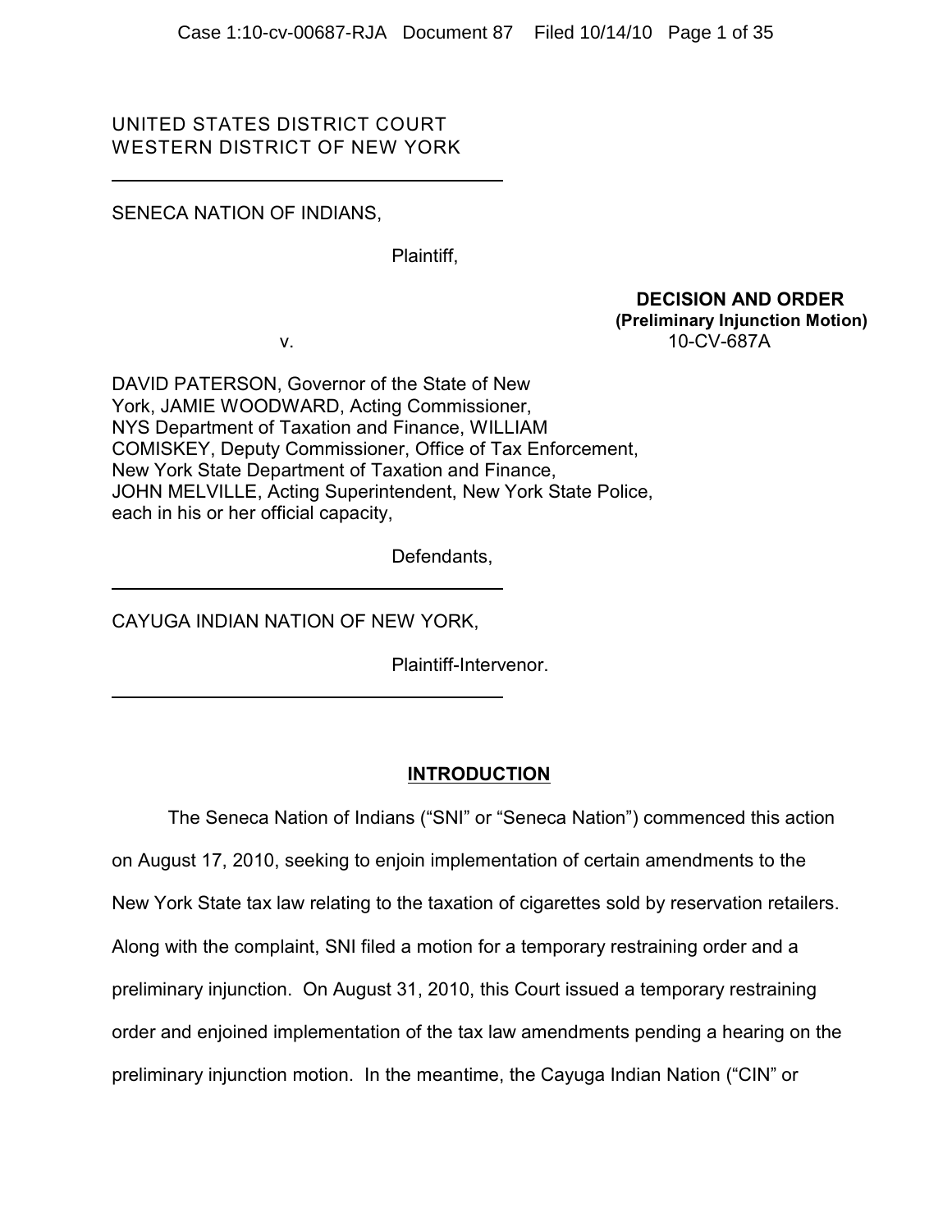UNITED STATES DISTRICT COURT
WESTERN DISTRICT OF NEW YORK

---

SENECA NATION OF INDIANS,

Plaintiff,

**DECISION AND ORDER**
**(Preliminary Injunction Motion)**

v. 10-CV-687A

DAVID PATERSON, Governor of the State of New York, JAMIE WOODWARD, Acting Commissioner, NYS Department of Taxation and Finance, WILLIAM COMISKEY, Deputy Commissioner, Office of Tax Enforcement, New York State Department of Taxation and Finance, JOHN MELVILLE, Acting Superintendent, New York State Police, each in his or her official capacity,

Defendants,

---

CAYUGA INDIAN NATION OF NEW YORK,

Plaintiff-Intervenor.

---

## INTRODUCTION

The Seneca Nation of Indians ("SNI" or "Seneca Nation") commenced this action on August 17, 2010, seeking to enjoin implementation of certain amendments to the New York State tax law relating to the taxation of cigarettes sold by reservation retailers. Along with the complaint, SNI filed a motion for a temporary restraining order and a preliminary injunction. On August 31, 2010, this Court issued a temporary restraining order and enjoined implementation of the tax law amendments pending a hearing on the preliminary injunction motion. In the meantime, the Cayuga Indian Nation ("CIN" or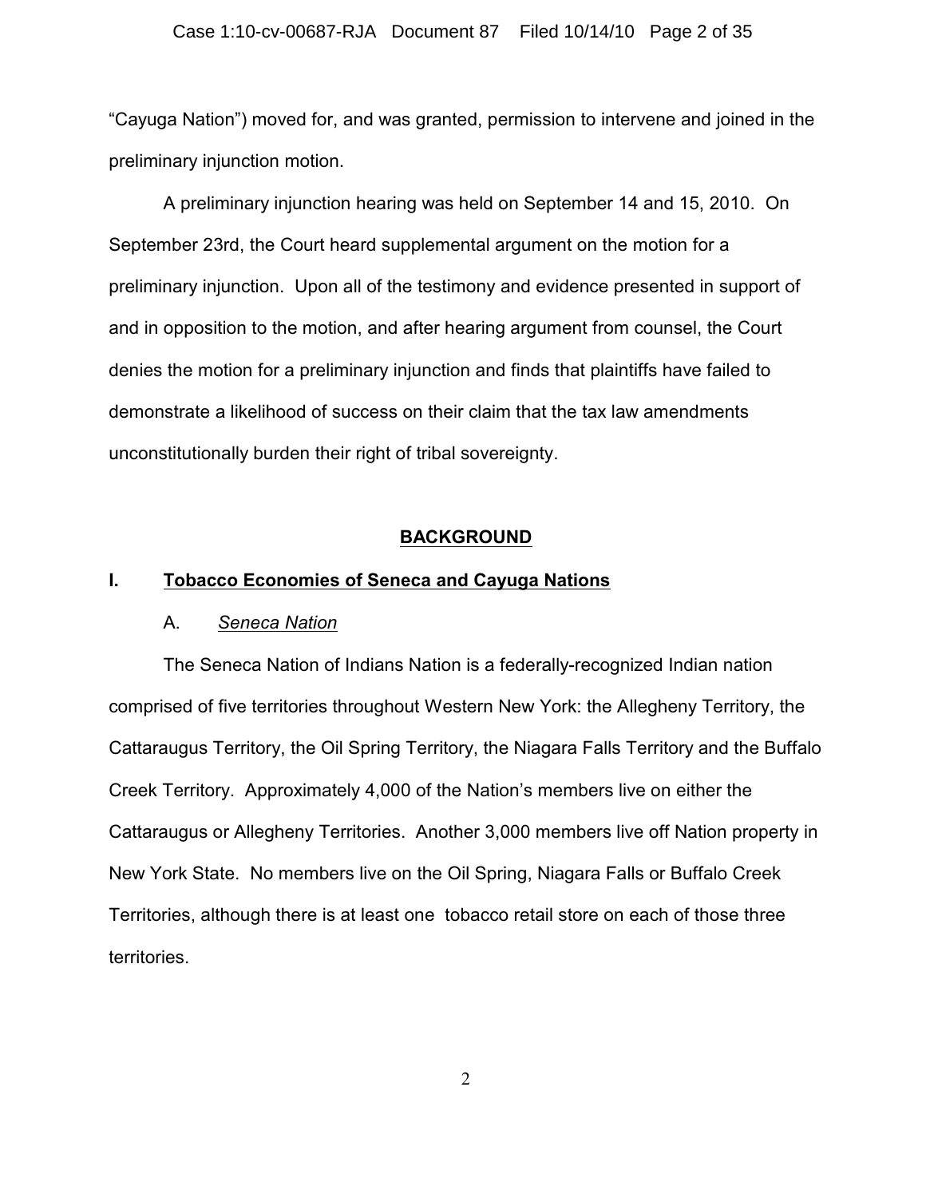"Cayuga Nation") moved for, and was granted, permission to intervene and joined in the preliminary injunction motion.

A preliminary injunction hearing was held on September 14 and 15, 2010. On September 23rd, the Court heard supplemental argument on the motion for a preliminary injunction. Upon all of the testimony and evidence presented in support of and in opposition to the motion, and after hearing argument from counsel, the Court denies the motion for a preliminary injunction and finds that plaintiffs have failed to demonstrate a likelihood of success on their claim that the tax law amendments unconstitutionally burden their right of tribal sovereignty.

## BACKGROUND

### I. Tobacco Economies of Seneca and Cayuga Nations

#### A. *Seneca Nation*

The Seneca Nation of Indians Nation is a federally-recognized Indian nation comprised of five territories throughout Western New York: the Allegheny Territory, the Cattaraugus Territory, the Oil Spring Territory, the Niagara Falls Territory and the Buffalo Creek Territory. Approximately 4,000 of the Nation's members live on either the Cattaraugus or Allegheny Territories. Another 3,000 members live off Nation property in New York State. No members live on the Oil Spring, Niagara Falls or Buffalo Creek Territories, although there is at least one tobacco retail store on each of those three territories.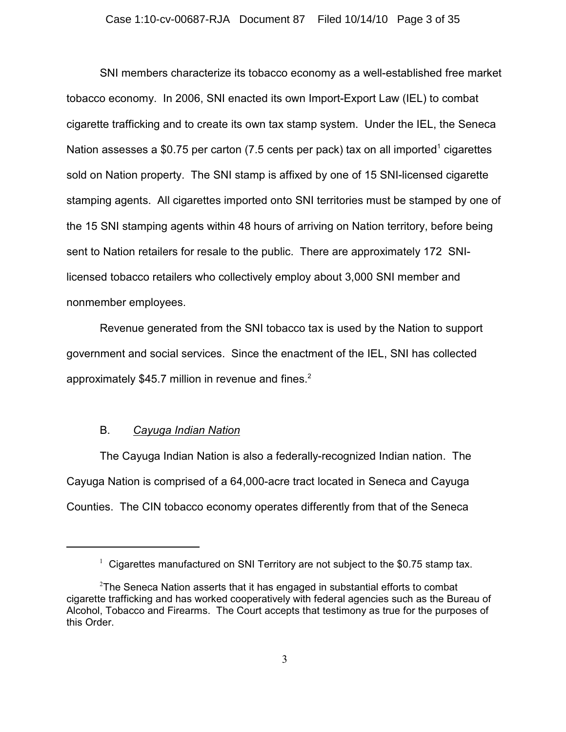SNI members characterize its tobacco economy as a well-established free market tobacco economy. In 2006, SNI enacted its own Import-Export Law (IEL) to combat cigarette trafficking and to create its own tax stamp system. Under the IEL, the Seneca Nation assesses a $0.75 per carton (7.5 cents per pack) tax on all imported[1] cigarettes sold on Nation property. The SNI stamp is affixed by one of 15 SNI-licensed cigarette stamping agents. All cigarettes imported onto SNI territories must be stamped by one of the 15 SNI stamping agents within 48 hours of arriving on Nation territory, before being sent to Nation retailers for resale to the public. There are approximately 172 SNI-licensed tobacco retailers who collectively employ about 3,000 SNI member and nonmember employees.

Revenue generated from the SNI tobacco tax is used by the Nation to support government and social services. Since the enactment of the IEL, SNI has collected approximately $45.7 million in revenue and fines.[2]

B. *Cayuga Indian Nation*

The Cayuga Indian Nation is also a federally-recognized Indian nation. The Cayuga Nation is comprised of a 64,000-acre tract located in Seneca and Cayuga Counties. The CIN tobacco economy operates differently from that of the Seneca

---

[1] Cigarettes manufactured on SNI Territory are not subject to the $0.75 stamp tax.

[2] The Seneca Nation asserts that it has engaged in substantial efforts to combat cigarette trafficking and has worked cooperatively with federal agencies such as the Bureau of Alcohol, Tobacco and Firearms. The Court accepts that testimony as true for the purposes of this Order.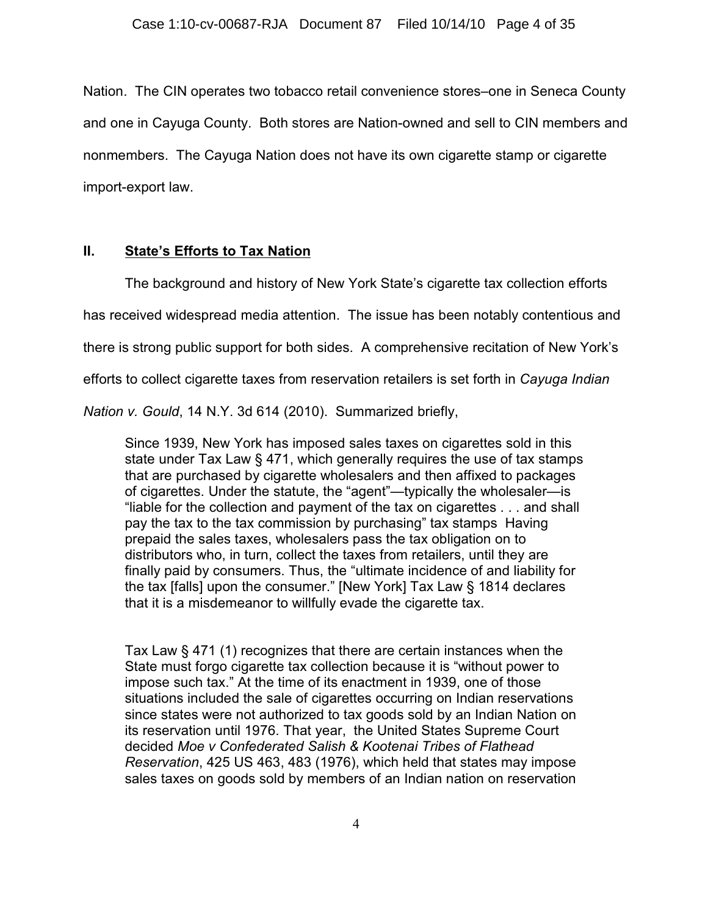Nation. The CIN operates two tobacco retail convenience stores–one in Seneca County and one in Cayuga County. Both stores are Nation-owned and sell to CIN members and nonmembers. The Cayuga Nation does not have its own cigarette stamp or cigarette import-export law.

## II. State's Efforts to Tax Nation

The background and history of New York State's cigarette tax collection efforts has received widespread media attention. The issue has been notably contentious and there is strong public support for both sides. A comprehensive recitation of New York's efforts to collect cigarette taxes from reservation retailers is set forth in *Cayuga Indian Nation v. Gould*, 14 N.Y. 3d 614 (2010). Summarized briefly,

> Since 1939, New York has imposed sales taxes on cigarettes sold in this state under Tax Law § 471, which generally requires the use of tax stamps that are purchased by cigarette wholesalers and then affixed to packages of cigarettes. Under the statute, the "agent"—typically the wholesaler—is "liable for the collection and payment of the tax on cigarettes . . . and shall pay the tax to the tax commission by purchasing" tax stamps Having prepaid the sales taxes, wholesalers pass the tax obligation on to distributors who, in turn, collect the taxes from retailers, until they are finally paid by consumers. Thus, the "ultimate incidence of and liability for the tax [falls] upon the consumer." [New York] Tax Law § 1814 declares that it is a misdemeanor to willfully evade the cigarette tax.
>
> Tax Law § 471 (1) recognizes that there are certain instances when the State must forgo cigarette tax collection because it is "without power to impose such tax." At the time of its enactment in 1939, one of those situations included the sale of cigarettes occurring on Indian reservations since states were not authorized to tax goods sold by an Indian Nation on its reservation until 1976. That year, the United States Supreme Court decided *Moe v Confederated Salish & Kootenai Tribes of Flathead Reservation*, 425 US 463, 483 (1976), which held that states may impose sales taxes on goods sold by members of an Indian nation on reservation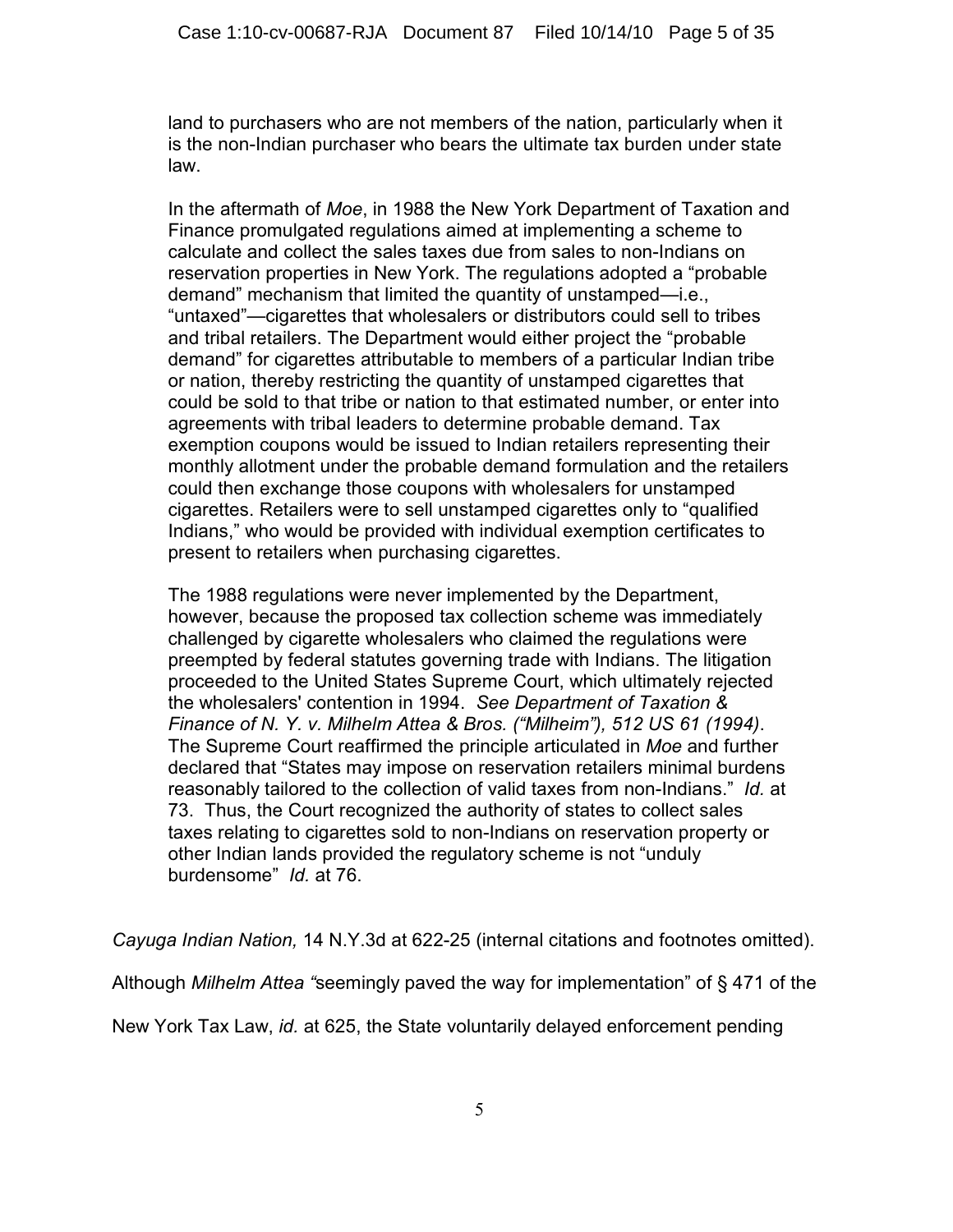> land to purchasers who are not members of the nation, particularly when it is the non-Indian purchaser who bears the ultimate tax burden under state law.
>
> In the aftermath of *Moe*, in 1988 the New York Department of Taxation and Finance promulgated regulations aimed at implementing a scheme to calculate and collect the sales taxes due from sales to non-Indians on reservation properties in New York. The regulations adopted a "probable demand" mechanism that limited the quantity of unstamped—i.e., "untaxed"—cigarettes that wholesalers or distributors could sell to tribes and tribal retailers. The Department would either project the "probable demand" for cigarettes attributable to members of a particular Indian tribe or nation, thereby restricting the quantity of unstamped cigarettes that could be sold to that tribe or nation to that estimated number, or enter into agreements with tribal leaders to determine probable demand. Tax exemption coupons would be issued to Indian retailers representing their monthly allotment under the probable demand formulation and the retailers could then exchange those coupons with wholesalers for unstamped cigarettes. Retailers were to sell unstamped cigarettes only to "qualified Indians," who would be provided with individual exemption certificates to present to retailers when purchasing cigarettes.
>
> The 1988 regulations were never implemented by the Department, however, because the proposed tax collection scheme was immediately challenged by cigarette wholesalers who claimed the regulations were preempted by federal statutes governing trade with Indians. The litigation proceeded to the United States Supreme Court, which ultimately rejected the wholesalers' contention in 1994. *See Department of Taxation & Finance of N. Y. v. Milhelm Attea & Bros. ("Milheim"), 512 US 61 (1994)*. The Supreme Court reaffirmed the principle articulated in *Moe* and further declared that "States may impose on reservation retailers minimal burdens reasonably tailored to the collection of valid taxes from non-Indians." *Id.* at 73. Thus, the Court recognized the authority of states to collect sales taxes relating to cigarettes sold to non-Indians on reservation property or other Indian lands provided the regulatory scheme is not "unduly burdensome" *Id.* at 76.

*Cayuga Indian Nation,* 14 N.Y.3d at 622-25 (internal citations and footnotes omitted).

Although *Milhelm Attea* "seemingly paved the way for implementation" of § 471 of the New York Tax Law, *id.* at 625, the State voluntarily delayed enforcement pending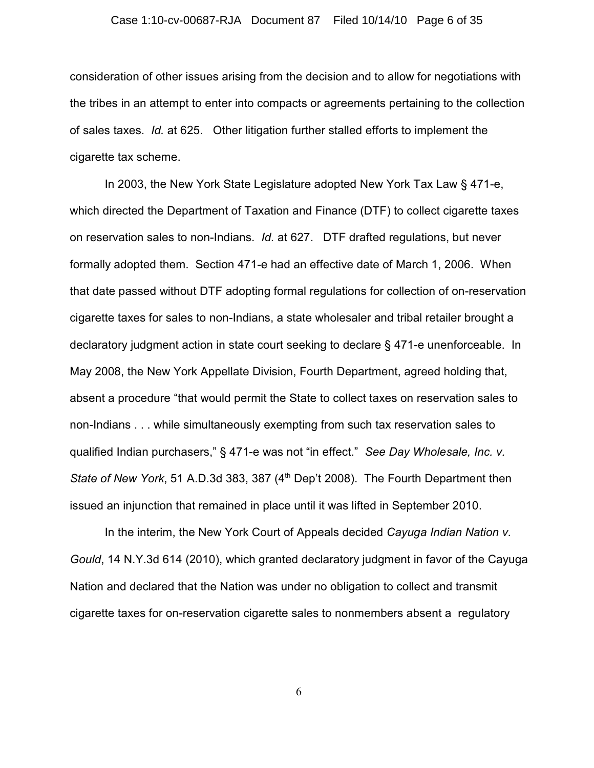consideration of other issues arising from the decision and to allow for negotiations with the tribes in an attempt to enter into compacts or agreements pertaining to the collection of sales taxes. *Id.* at 625. Other litigation further stalled efforts to implement the cigarette tax scheme.

In 2003, the New York State Legislature adopted New York Tax Law § 471-e, which directed the Department of Taxation and Finance (DTF) to collect cigarette taxes on reservation sales to non-Indians. *Id.* at 627. DTF drafted regulations, but never formally adopted them. Section 471-e had an effective date of March 1, 2006. When that date passed without DTF adopting formal regulations for collection of on-reservation cigarette taxes for sales to non-Indians, a state wholesaler and tribal retailer brought a declaratory judgment action in state court seeking to declare § 471-e unenforceable. In May 2008, the New York Appellate Division, Fourth Department, agreed holding that, absent a procedure "that would permit the State to collect taxes on reservation sales to non-Indians . . . while simultaneously exempting from such tax reservation sales to qualified Indian purchasers," § 471-e was not "in effect." *See Day Wholesale, Inc. v. State of New York*, 51 A.D.3d 383, 387 (4th Dep't 2008). The Fourth Department then issued an injunction that remained in place until it was lifted in September 2010.

In the interim, the New York Court of Appeals decided *Cayuga Indian Nation v. Gould*, 14 N.Y.3d 614 (2010), which granted declaratory judgment in favor of the Cayuga Nation and declared that the Nation was under no obligation to collect and transmit cigarette taxes for on-reservation cigarette sales to nonmembers absent a regulatory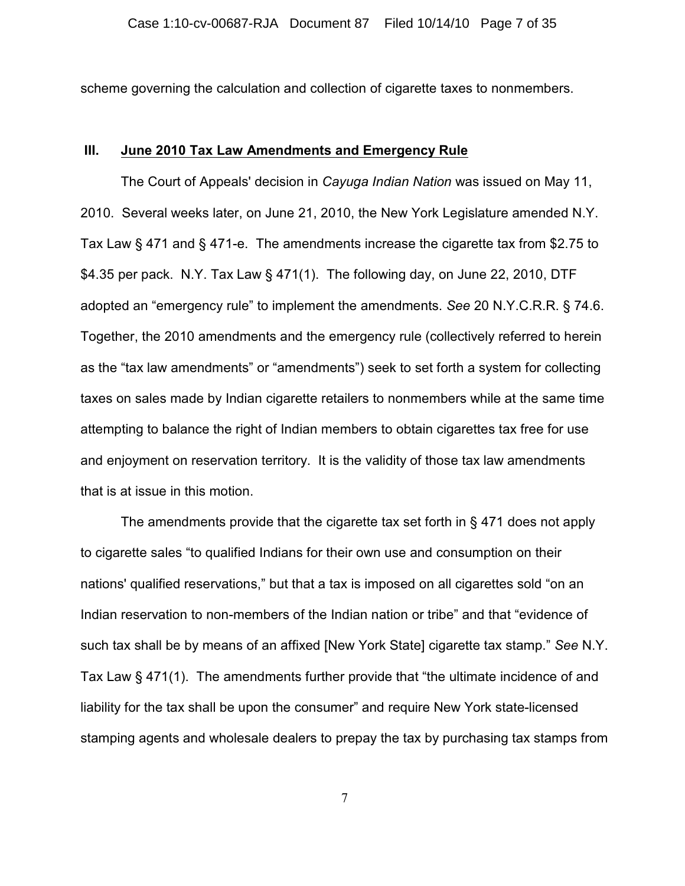scheme governing the calculation and collection of cigarette taxes to nonmembers.

## III. June 2010 Tax Law Amendments and Emergency Rule

The Court of Appeals' decision in *Cayuga Indian Nation* was issued on May 11, 2010. Several weeks later, on June 21, 2010, the New York Legislature amended N.Y. Tax Law § 471 and § 471-e. The amendments increase the cigarette tax from $2.75 to $4.35 per pack. N.Y. Tax Law § 471(1). The following day, on June 22, 2010, DTF adopted an "emergency rule" to implement the amendments. *See* 20 N.Y.C.R.R. § 74.6. Together, the 2010 amendments and the emergency rule (collectively referred to herein as the "tax law amendments" or "amendments") seek to set forth a system for collecting taxes on sales made by Indian cigarette retailers to nonmembers while at the same time attempting to balance the right of Indian members to obtain cigarettes tax free for use and enjoyment on reservation territory. It is the validity of those tax law amendments that is at issue in this motion.

The amendments provide that the cigarette tax set forth in § 471 does not apply to cigarette sales "to qualified Indians for their own use and consumption on their nations' qualified reservations," but that a tax is imposed on all cigarettes sold "on an Indian reservation to non-members of the Indian nation or tribe" and that "evidence of such tax shall be by means of an affixed [New York State] cigarette tax stamp." *See* N.Y. Tax Law § 471(1). The amendments further provide that "the ultimate incidence of and liability for the tax shall be upon the consumer" and require New York state-licensed stamping agents and wholesale dealers to prepay the tax by purchasing tax stamps from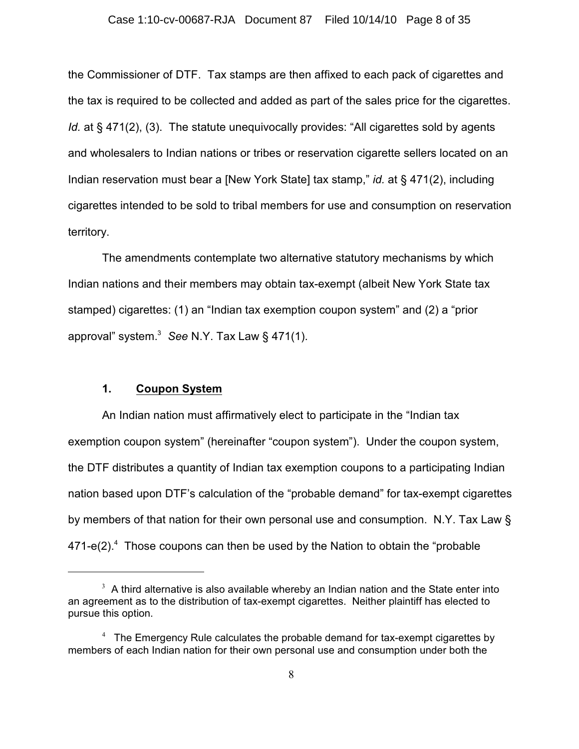the Commissioner of DTF. Tax stamps are then affixed to each pack of cigarettes and the tax is required to be collected and added as part of the sales price for the cigarettes. *Id.* at § 471(2), (3). The statute unequivocally provides: "All cigarettes sold by agents and wholesalers to Indian nations or tribes or reservation cigarette sellers located on an Indian reservation must bear a [New York State] tax stamp," *id.* at § 471(2), including cigarettes intended to be sold to tribal members for use and consumption on reservation territory.

The amendments contemplate two alternative statutory mechanisms by which Indian nations and their members may obtain tax-exempt (albeit New York State tax stamped) cigarettes: (1) an "Indian tax exemption coupon system" and (2) a "prior approval" system.[3] *See* N.Y. Tax Law § 471(1).

### 1. Coupon System

An Indian nation must affirmatively elect to participate in the "Indian tax exemption coupon system" (hereinafter "coupon system"). Under the coupon system, the DTF distributes a quantity of Indian tax exemption coupons to a participating Indian nation based upon DTF's calculation of the "probable demand" for tax-exempt cigarettes by members of that nation for their own personal use and consumption. N.Y. Tax Law § 471-e(2).[4] Those coupons can then be used by the Nation to obtain the "probable

---

[3] A third alternative is also available whereby an Indian nation and the State enter into an agreement as to the distribution of tax-exempt cigarettes. Neither plaintiff has elected to pursue this option.

[4] The Emergency Rule calculates the probable demand for tax-exempt cigarettes by members of each Indian nation for their own personal use and consumption under both the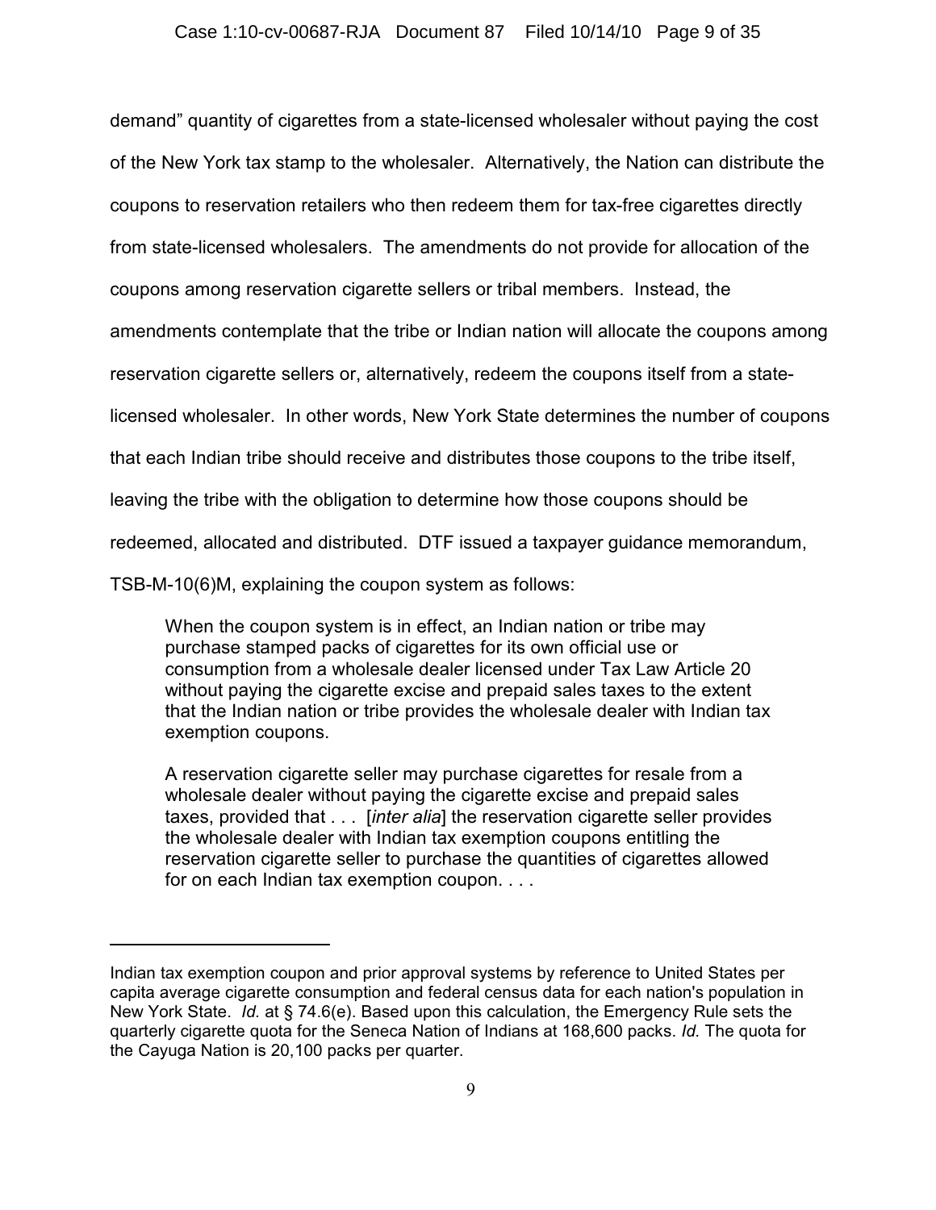demand" quantity of cigarettes from a state-licensed wholesaler without paying the cost of the New York tax stamp to the wholesaler. Alternatively, the Nation can distribute the coupons to reservation retailers who then redeem them for tax-free cigarettes directly from state-licensed wholesalers. The amendments do not provide for allocation of the coupons among reservation cigarette sellers or tribal members. Instead, the amendments contemplate that the tribe or Indian nation will allocate the coupons among reservation cigarette sellers or, alternatively, redeem the coupons itself from a state-licensed wholesaler. In other words, New York State determines the number of coupons that each Indian tribe should receive and distributes those coupons to the tribe itself, leaving the tribe with the obligation to determine how those coupons should be redeemed, allocated and distributed. DTF issued a taxpayer guidance memorandum, TSB-M-10(6)M, explaining the coupon system as follows:

> When the coupon system is in effect, an Indian nation or tribe may purchase stamped packs of cigarettes for its own official use or consumption from a wholesale dealer licensed under Tax Law Article 20 without paying the cigarette excise and prepaid sales taxes to the extent that the Indian nation or tribe provides the wholesale dealer with Indian tax exemption coupons.
>
> A reservation cigarette seller may purchase cigarettes for resale from a wholesale dealer without paying the cigarette excise and prepaid sales taxes, provided that . . . [*inter alia*] the reservation cigarette seller provides the wholesale dealer with Indian tax exemption coupons entitling the reservation cigarette seller to purchase the quantities of cigarettes allowed for on each Indian tax exemption coupon. . . .

---

Indian tax exemption coupon and prior approval systems by reference to United States per capita average cigarette consumption and federal census data for each nation's population in New York State. *Id.* at § 74.6(e). Based upon this calculation, the Emergency Rule sets the quarterly cigarette quota for the Seneca Nation of Indians at 168,600 packs. *Id.* The quota for the Cayuga Nation is 20,100 packs per quarter.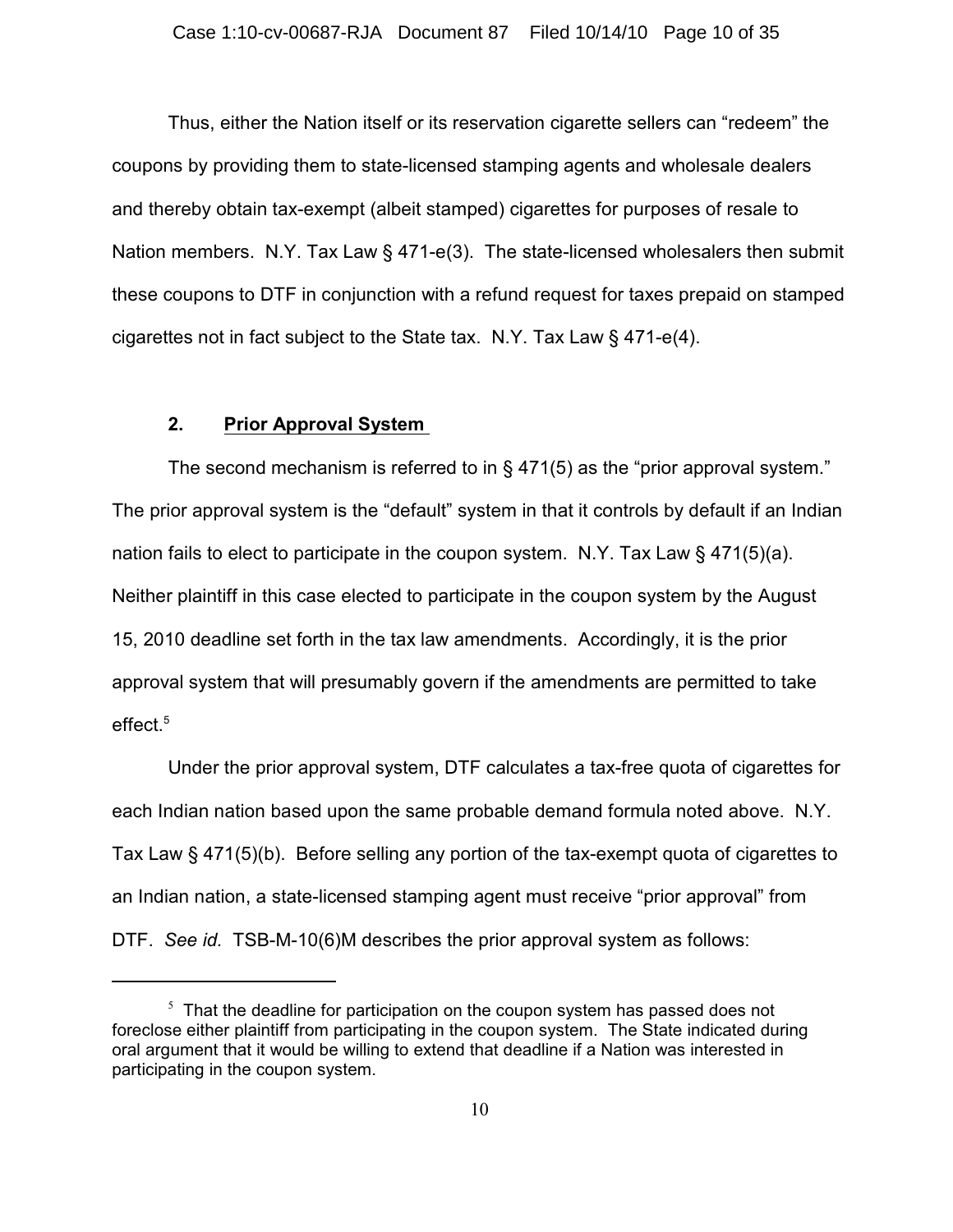Thus, either the Nation itself or its reservation cigarette sellers can "redeem" the coupons by providing them to state-licensed stamping agents and wholesale dealers and thereby obtain tax-exempt (albeit stamped) cigarettes for purposes of resale to Nation members. N.Y. Tax Law § 471-e(3). The state-licensed wholesalers then submit these coupons to DTF in conjunction with a refund request for taxes prepaid on stamped cigarettes not in fact subject to the State tax. N.Y. Tax Law § 471-e(4).

### 2. Prior Approval System

The second mechanism is referred to in § 471(5) as the "prior approval system." The prior approval system is the "default" system in that it controls by default if an Indian nation fails to elect to participate in the coupon system. N.Y. Tax Law § 471(5)(a). Neither plaintiff in this case elected to participate in the coupon system by the August 15, 2010 deadline set forth in the tax law amendments. Accordingly, it is the prior approval system that will presumably govern if the amendments are permitted to take effect.[5]

Under the prior approval system, DTF calculates a tax-free quota of cigarettes for each Indian nation based upon the same probable demand formula noted above. N.Y. Tax Law § 471(5)(b). Before selling any portion of the tax-exempt quota of cigarettes to an Indian nation, a state-licensed stamping agent must receive "prior approval" from DTF. *See id.* TSB-M-10(6)M describes the prior approval system as follows:

---

[5] That the deadline for participation on the coupon system has passed does not foreclose either plaintiff from participating in the coupon system. The State indicated during oral argument that it would be willing to extend that deadline if a Nation was interested in participating in the coupon system.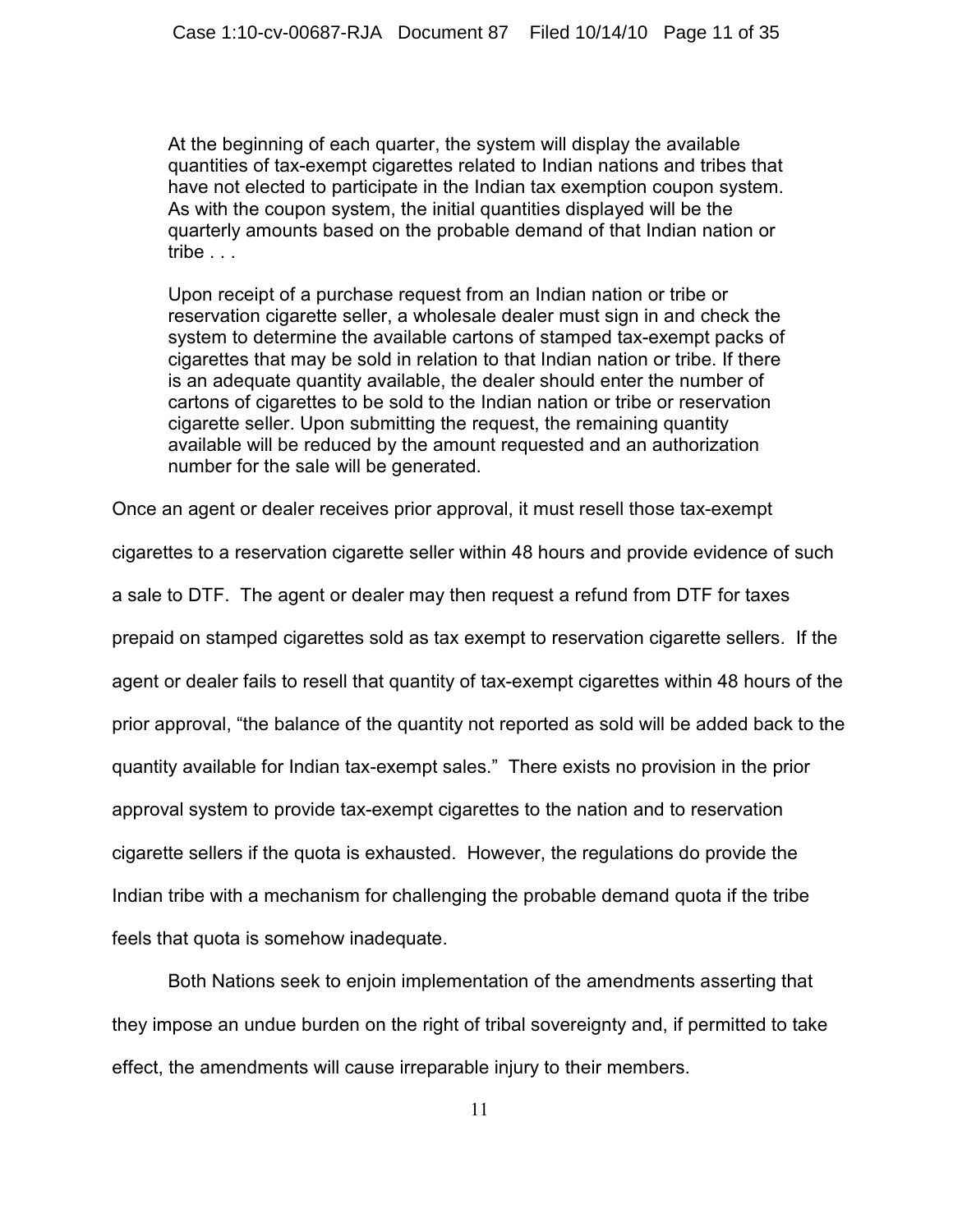> At the beginning of each quarter, the system will display the available quantities of tax-exempt cigarettes related to Indian nations and tribes that have not elected to participate in the Indian tax exemption coupon system. As with the coupon system, the initial quantities displayed will be the quarterly amounts based on the probable demand of that Indian nation or tribe . . .
>
> Upon receipt of a purchase request from an Indian nation or tribe or reservation cigarette seller, a wholesale dealer must sign in and check the system to determine the available cartons of stamped tax-exempt packs of cigarettes that may be sold in relation to that Indian nation or tribe. If there is an adequate quantity available, the dealer should enter the number of cartons of cigarettes to be sold to the Indian nation or tribe or reservation cigarette seller. Upon submitting the request, the remaining quantity available will be reduced by the amount requested and an authorization number for the sale will be generated.

Once an agent or dealer receives prior approval, it must resell those tax-exempt cigarettes to a reservation cigarette seller within 48 hours and provide evidence of such a sale to DTF. The agent or dealer may then request a refund from DTF for taxes prepaid on stamped cigarettes sold as tax exempt to reservation cigarette sellers. If the agent or dealer fails to resell that quantity of tax-exempt cigarettes within 48 hours of the prior approval, "the balance of the quantity not reported as sold will be added back to the quantity available for Indian tax-exempt sales." There exists no provision in the prior approval system to provide tax-exempt cigarettes to the nation and to reservation cigarette sellers if the quota is exhausted. However, the regulations do provide the Indian tribe with a mechanism for challenging the probable demand quota if the tribe feels that quota is somehow inadequate.

Both Nations seek to enjoin implementation of the amendments asserting that they impose an undue burden on the right of tribal sovereignty and, if permitted to take effect, the amendments will cause irreparable injury to their members.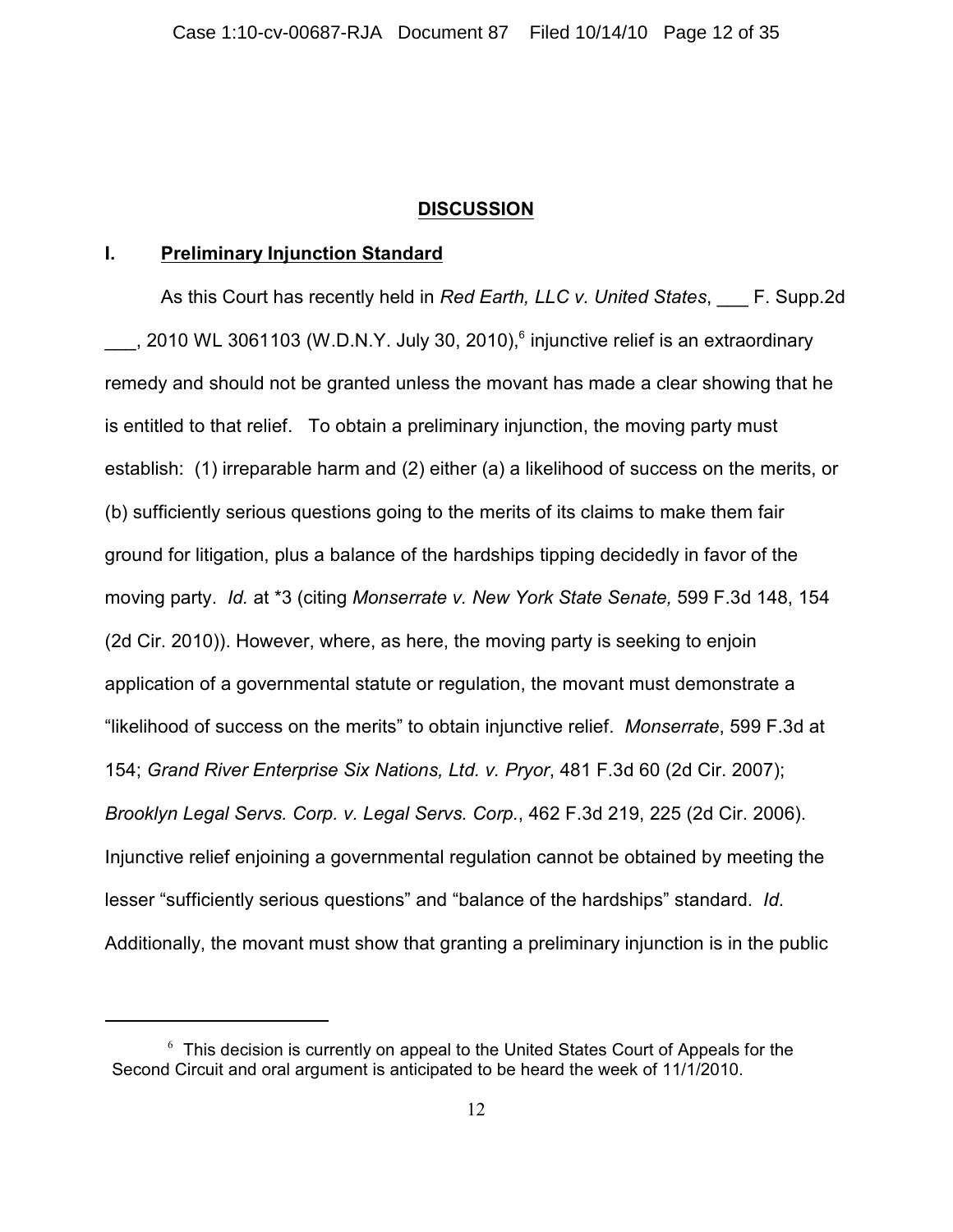## DISCUSSION

### I. Preliminary Injunction Standard

As this Court has recently held in *Red Earth, LLC v. United States*, ___ F. Supp.2d ___, 2010 WL 3061103 (W.D.N.Y. July 30, 2010),[6] injunctive relief is an extraordinary remedy and should not be granted unless the movant has made a clear showing that he is entitled to that relief. To obtain a preliminary injunction, the moving party must establish: (1) irreparable harm and (2) either (a) a likelihood of success on the merits, or (b) sufficiently serious questions going to the merits of its claims to make them fair ground for litigation, plus a balance of the hardships tipping decidedly in favor of the moving party. *Id.* at *3 (citing *Monserrate v. New York State Senate,* 599 F.3d 148, 154 (2d Cir. 2010)). However, where, as here, the moving party is seeking to enjoin application of a governmental statute or regulation, the movant must demonstrate a "likelihood of success on the merits" to obtain injunctive relief. *Monserrate*, 599 F.3d at 154; *Grand River Enterprise Six Nations, Ltd. v. Pryor*, 481 F.3d 60 (2d Cir. 2007); *Brooklyn Legal Servs. Corp. v. Legal Servs. Corp.*, 462 F.3d 219, 225 (2d Cir. 2006). Injunctive relief enjoining a governmental regulation cannot be obtained by meeting the lesser "sufficiently serious questions" and "balance of the hardships" standard. *Id.* Additionally, the movant must show that granting a preliminary injunction is in the public

[6] This decision is currently on appeal to the United States Court of Appeals for the Second Circuit and oral argument is anticipated to be heard the week of 11/1/2010.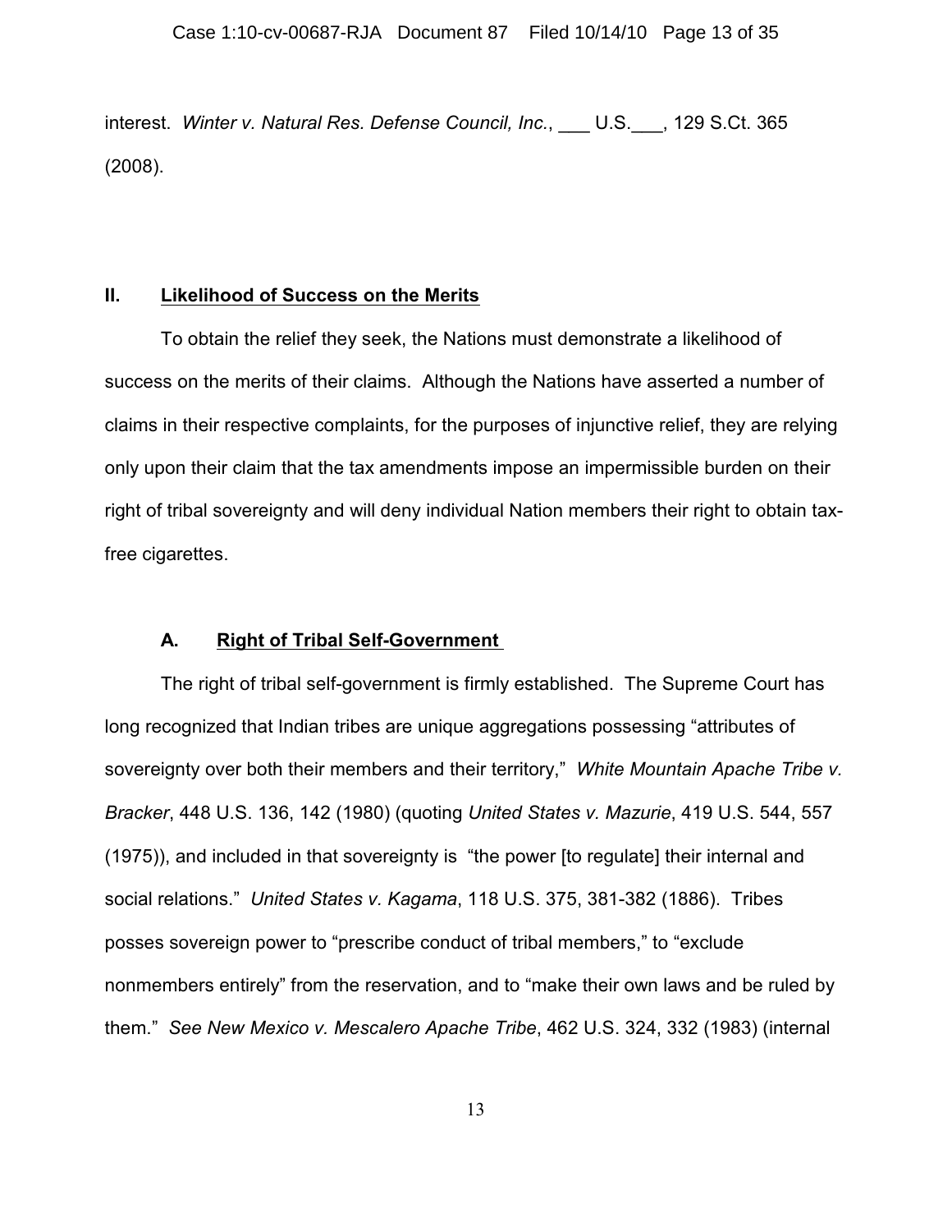interest. *Winter v. Natural Res. Defense Council, Inc.*, ___ U.S.___, 129 S.Ct. 365 (2008).

## II. Likelihood of Success on the Merits

To obtain the relief they seek, the Nations must demonstrate a likelihood of success on the merits of their claims. Although the Nations have asserted a number of claims in their respective complaints, for the purposes of injunctive relief, they are relying only upon their claim that the tax amendments impose an impermissible burden on their right of tribal sovereignty and will deny individual Nation members their right to obtain tax-free cigarettes.

### A. Right of Tribal Self-Government

The right of tribal self-government is firmly established. The Supreme Court has long recognized that Indian tribes are unique aggregations possessing "attributes of sovereignty over both their members and their territory," *White Mountain Apache Tribe v. Bracker*, 448 U.S. 136, 142 (1980) (quoting *United States v. Mazurie*, 419 U.S. 544, 557 (1975)), and included in that sovereignty is "the power [to regulate] their internal and social relations." *United States v. Kagama*, 118 U.S. 375, 381-382 (1886). Tribes posses sovereign power to "prescribe conduct of tribal members," to "exclude nonmembers entirely" from the reservation, and to "make their own laws and be ruled by them." *See New Mexico v. Mescalero Apache Tribe*, 462 U.S. 324, 332 (1983) (internal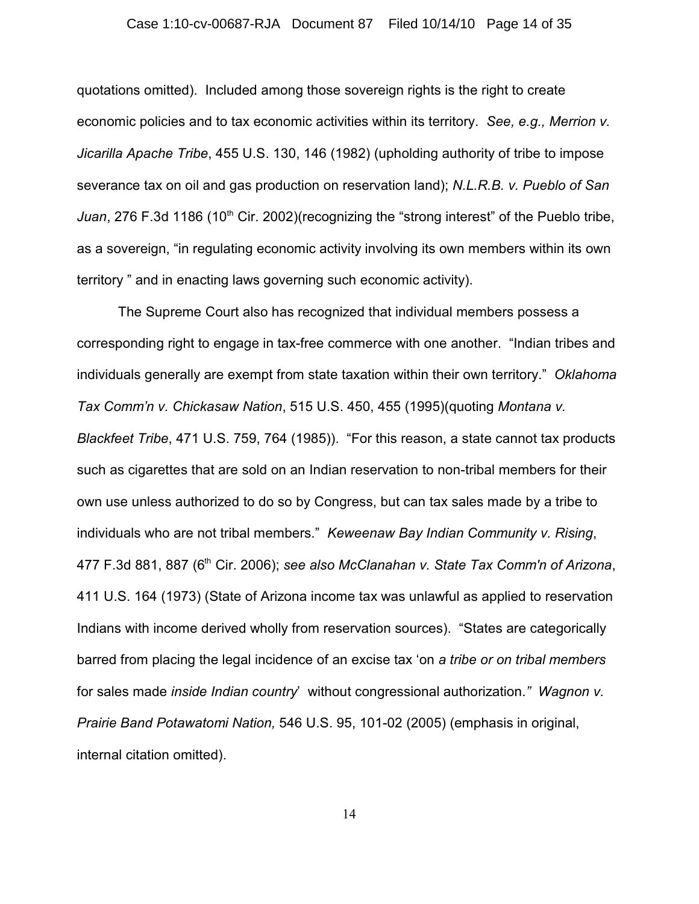quotations omitted). Included among those sovereign rights is the right to create economic policies and to tax economic activities within its territory. *See, e.g., Merrion v. Jicarilla Apache Tribe*, 455 U.S. 130, 146 (1982) (upholding authority of tribe to impose severance tax on oil and gas production on reservation land); *N.L.R.B. v. Pueblo of San Juan*, 276 F.3d 1186 (10th Cir. 2002)(recognizing the "strong interest" of the Pueblo tribe, as a sovereign, "in regulating economic activity involving its own members within its own territory " and in enacting laws governing such economic activity).

The Supreme Court also has recognized that individual members possess a corresponding right to engage in tax-free commerce with one another. "Indian tribes and individuals generally are exempt from state taxation within their own territory." *Oklahoma Tax Comm'n v. Chickasaw Nation*, 515 U.S. 450, 455 (1995)(quoting *Montana v. Blackfeet Tribe*, 471 U.S. 759, 764 (1985)). "For this reason, a state cannot tax products such as cigarettes that are sold on an Indian reservation to non-tribal members for their own use unless authorized to do so by Congress, but can tax sales made by a tribe to individuals who are not tribal members." *Keweenaw Bay Indian Community v. Rising*, 477 F.3d 881, 887 (6th Cir. 2006); *see also McClanahan v. State Tax Comm'n of Arizona*, 411 U.S. 164 (1973) (State of Arizona income tax was unlawful as applied to reservation Indians with income derived wholly from reservation sources). "States are categorically barred from placing the legal incidence of an excise tax 'on *a tribe or on tribal members* for sales made *inside Indian country*' without congressional authorization." *Wagnon v. Prairie Band Potawatomi Nation,* 546 U.S. 95, 101-02 (2005) (emphasis in original, internal citation omitted).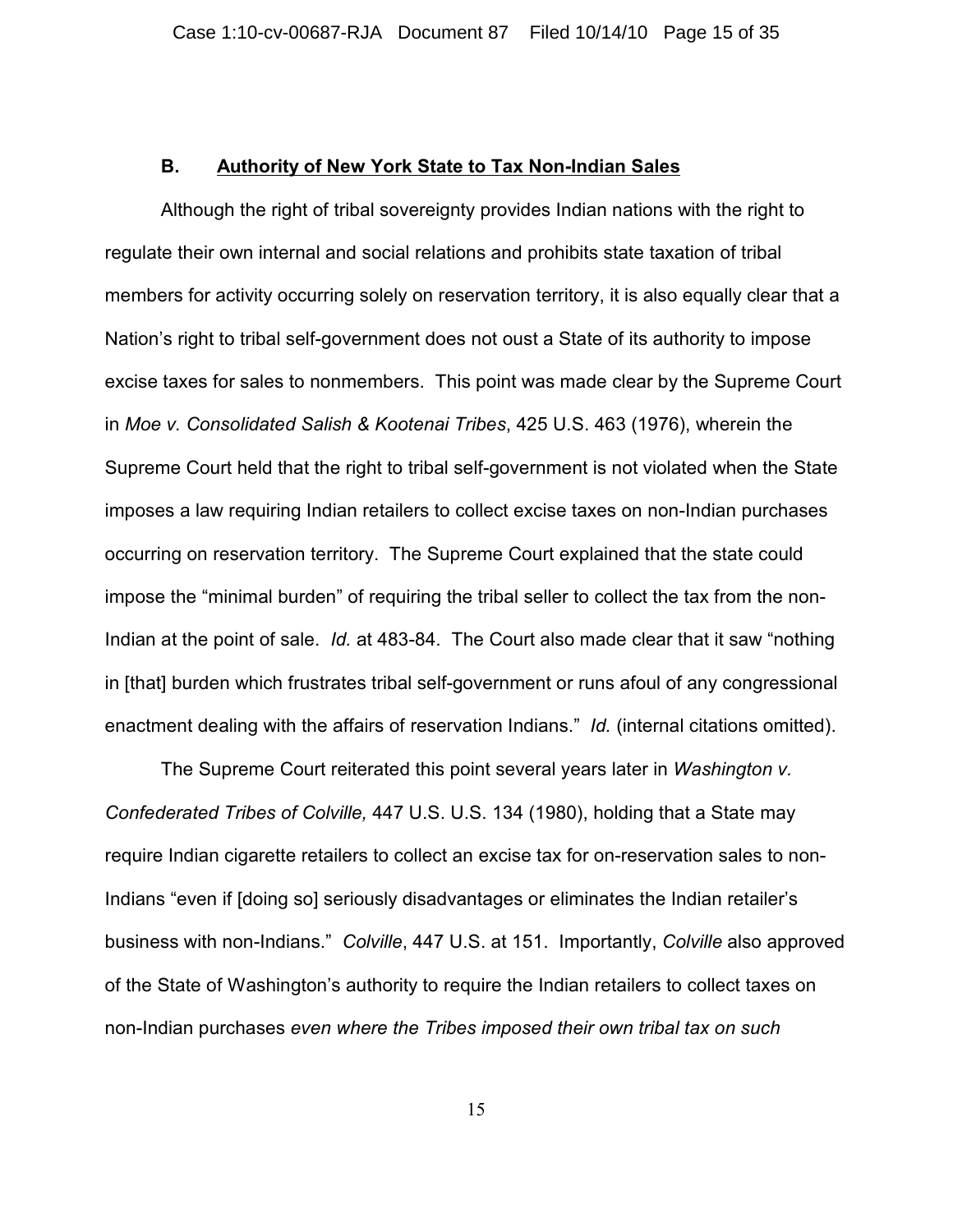### B. Authority of New York State to Tax Non-Indian Sales

Although the right of tribal sovereignty provides Indian nations with the right to regulate their own internal and social relations and prohibits state taxation of tribal members for activity occurring solely on reservation territory, it is also equally clear that a Nation's right to tribal self-government does not oust a State of its authority to impose excise taxes for sales to nonmembers. This point was made clear by the Supreme Court in *Moe v. Consolidated Salish & Kootenai Tribes*, 425 U.S. 463 (1976), wherein the Supreme Court held that the right to tribal self-government is not violated when the State imposes a law requiring Indian retailers to collect excise taxes on non-Indian purchases occurring on reservation territory. The Supreme Court explained that the state could impose the "minimal burden" of requiring the tribal seller to collect the tax from the non-Indian at the point of sale. *Id.* at 483-84. The Court also made clear that it saw "nothing in [that] burden which frustrates tribal self-government or runs afoul of any congressional enactment dealing with the affairs of reservation Indians." *Id.* (internal citations omitted).

The Supreme Court reiterated this point several years later in *Washington v. Confederated Tribes of Colville,* 447 U.S. U.S. 134 (1980), holding that a State may require Indian cigarette retailers to collect an excise tax for on-reservation sales to non-Indians "even if [doing so] seriously disadvantages or eliminates the Indian retailer's business with non-Indians." *Colville*, 447 U.S. at 151. Importantly, *Colville* also approved of the State of Washington's authority to require the Indian retailers to collect taxes on non-Indian purchases *even where the Tribes imposed their own tribal tax on such*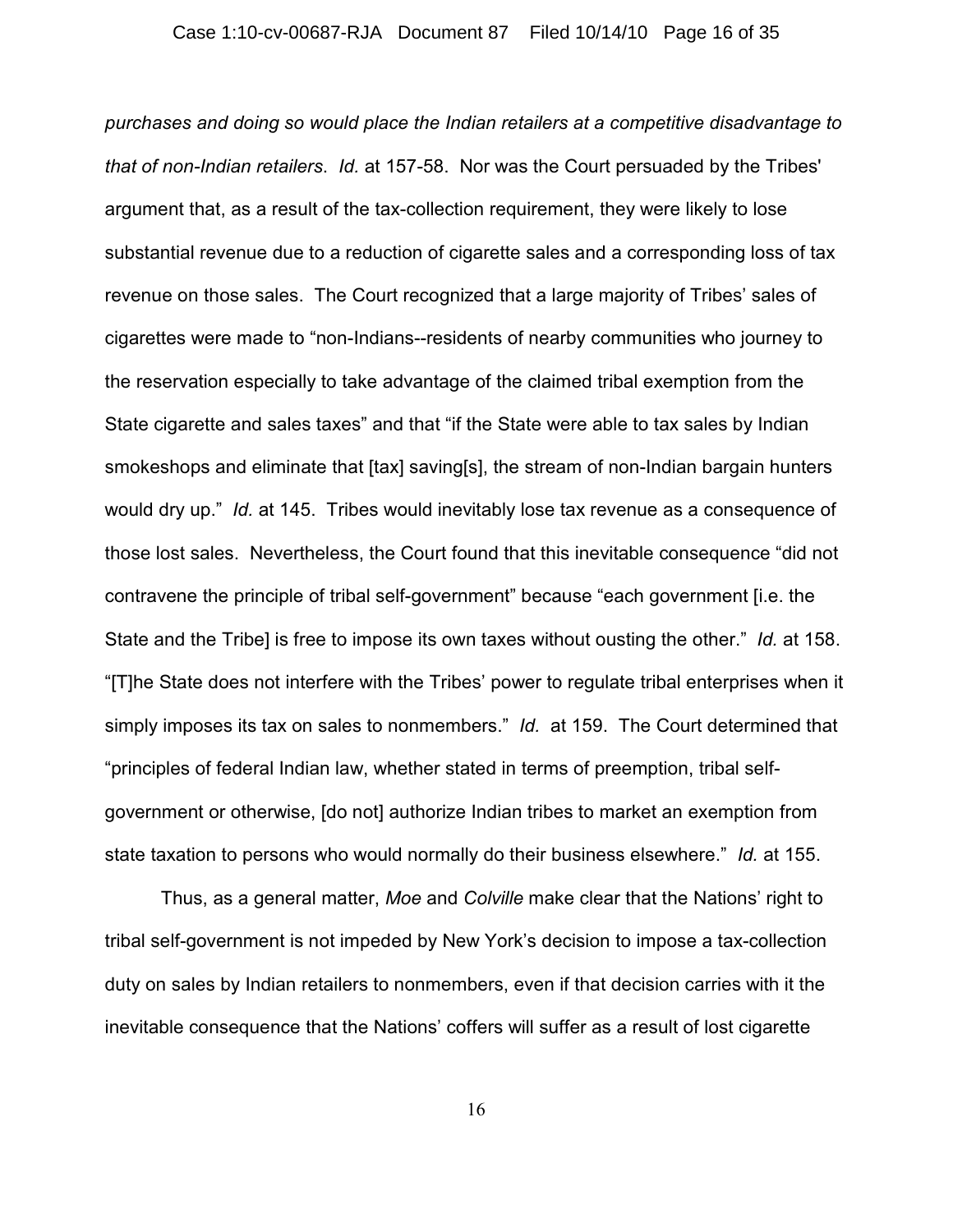*purchases and doing so would place the Indian retailers at a competitive disadvantage to that of non-Indian retailers*. *Id.* at 157-58. Nor was the Court persuaded by the Tribes' argument that, as a result of the tax-collection requirement, they were likely to lose substantial revenue due to a reduction of cigarette sales and a corresponding loss of tax revenue on those sales. The Court recognized that a large majority of Tribes' sales of cigarettes were made to "non-Indians--residents of nearby communities who journey to the reservation especially to take advantage of the claimed tribal exemption from the State cigarette and sales taxes" and that "if the State were able to tax sales by Indian smokeshops and eliminate that [tax] saving[s], the stream of non-Indian bargain hunters would dry up." *Id.* at 145. Tribes would inevitably lose tax revenue as a consequence of those lost sales. Nevertheless, the Court found that this inevitable consequence "did not contravene the principle of tribal self-government" because "each government [i.e. the State and the Tribe] is free to impose its own taxes without ousting the other." *Id.* at 158. "[T]he State does not interfere with the Tribes' power to regulate tribal enterprises when it simply imposes its tax on sales to nonmembers." *Id.* at 159. The Court determined that "principles of federal Indian law, whether stated in terms of preemption, tribal self-government or otherwise, [do not] authorize Indian tribes to market an exemption from state taxation to persons who would normally do their business elsewhere." *Id.* at 155.

Thus, as a general matter, *Moe* and *Colville* make clear that the Nations' right to tribal self-government is not impeded by New York's decision to impose a tax-collection duty on sales by Indian retailers to nonmembers, even if that decision carries with it the inevitable consequence that the Nations' coffers will suffer as a result of lost cigarette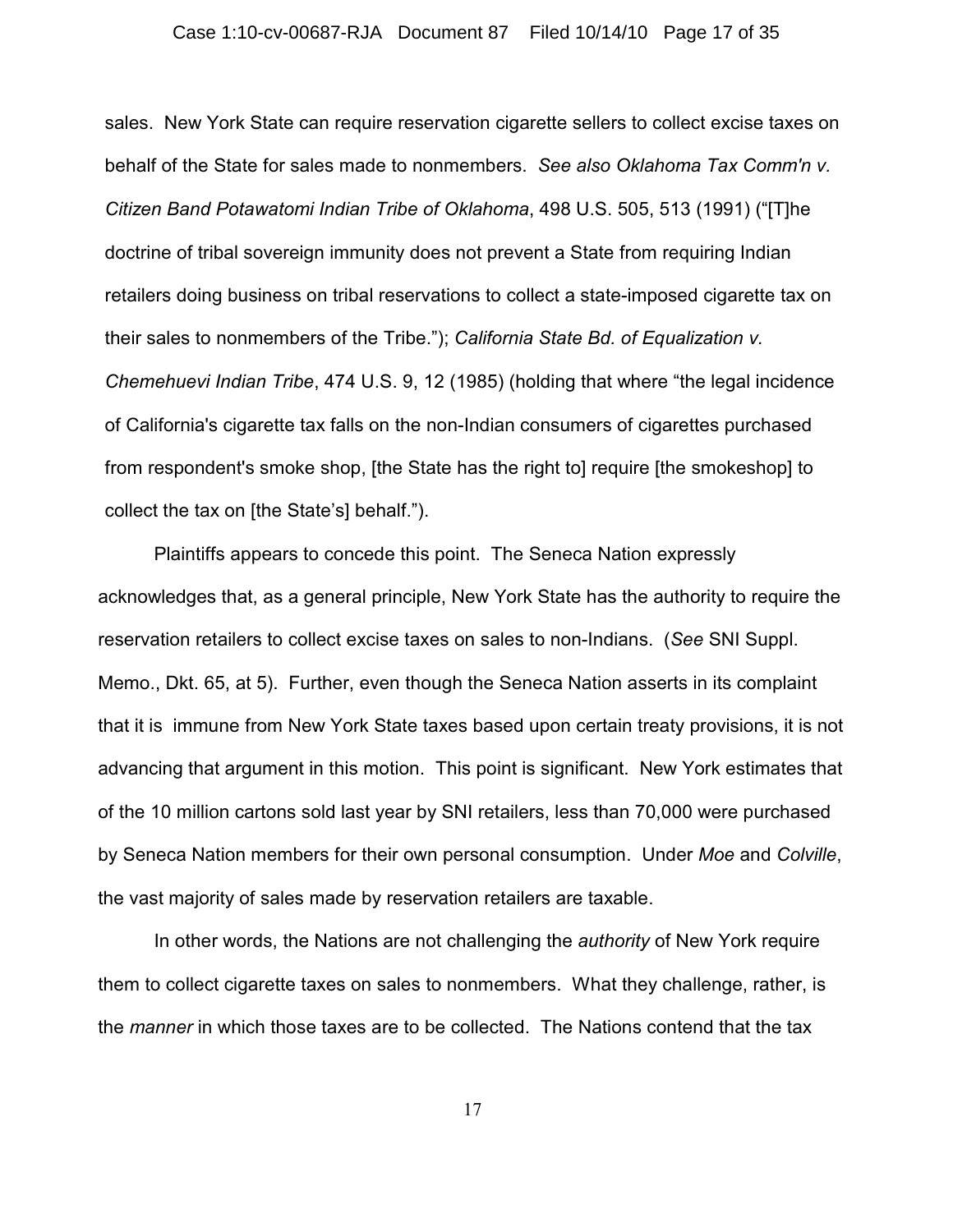sales. New York State can require reservation cigarette sellers to collect excise taxes on behalf of the State for sales made to nonmembers. *See also Oklahoma Tax Comm'n v. Citizen Band Potawatomi Indian Tribe of Oklahoma*, 498 U.S. 505, 513 (1991) ("[T]he doctrine of tribal sovereign immunity does not prevent a State from requiring Indian retailers doing business on tribal reservations to collect a state-imposed cigarette tax on their sales to nonmembers of the Tribe."); *California State Bd. of Equalization v. Chemehuevi Indian Tribe*, 474 U.S. 9, 12 (1985) (holding that where "the legal incidence of California's cigarette tax falls on the non-Indian consumers of cigarettes purchased from respondent's smoke shop, [the State has the right to] require [the smokeshop] to collect the tax on [the State's] behalf.").

Plaintiffs appears to concede this point. The Seneca Nation expressly acknowledges that, as a general principle, New York State has the authority to require the reservation retailers to collect excise taxes on sales to non-Indians. (*See* SNI Suppl. Memo., Dkt. 65, at 5). Further, even though the Seneca Nation asserts in its complaint that it is immune from New York State taxes based upon certain treaty provisions, it is not advancing that argument in this motion. This point is significant. New York estimates that of the 10 million cartons sold last year by SNI retailers, less than 70,000 were purchased by Seneca Nation members for their own personal consumption. Under *Moe* and *Colville*, the vast majority of sales made by reservation retailers are taxable.

In other words, the Nations are not challenging the *authority* of New York require them to collect cigarette taxes on sales to nonmembers. What they challenge, rather, is the *manner* in which those taxes are to be collected. The Nations contend that the tax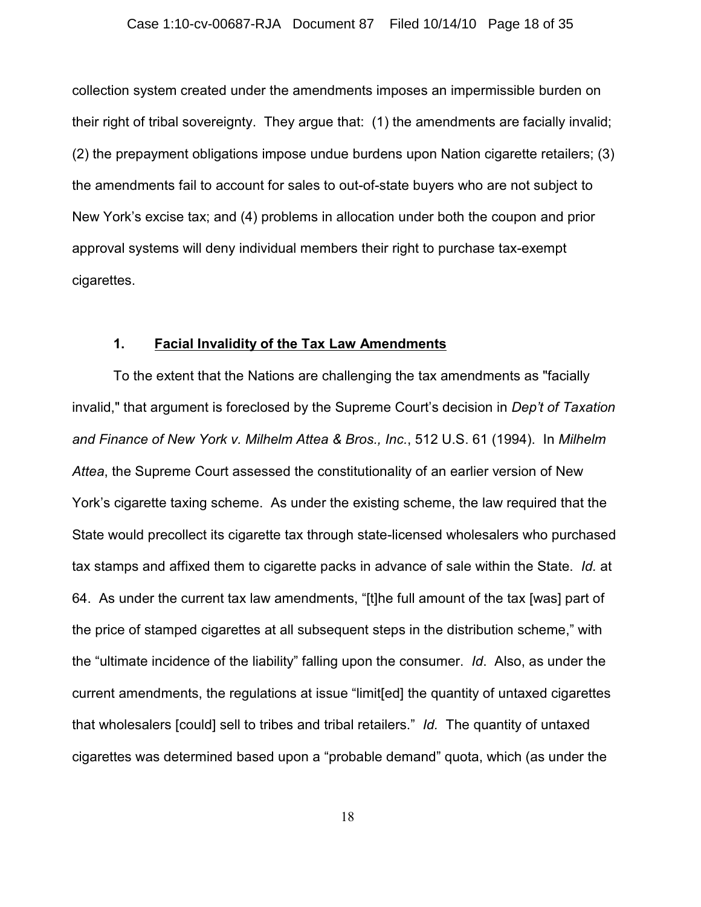collection system created under the amendments imposes an impermissible burden on their right of tribal sovereignty. They argue that: (1) the amendments are facially invalid; (2) the prepayment obligations impose undue burdens upon Nation cigarette retailers; (3) the amendments fail to account for sales to out-of-state buyers who are not subject to New York's excise tax; and (4) problems in allocation under both the coupon and prior approval systems will deny individual members their right to purchase tax-exempt cigarettes.

**1. <u>Facial Invalidity of the Tax Law Amendments</u>**

To the extent that the Nations are challenging the tax amendments as "facially invalid," that argument is foreclosed by the Supreme Court's decision in *Dep't of Taxation and Finance of New York v. Milhelm Attea & Bros., Inc.*, 512 U.S. 61 (1994). In *Milhelm Attea*, the Supreme Court assessed the constitutionality of an earlier version of New York's cigarette taxing scheme. As under the existing scheme, the law required that the State would precollect its cigarette tax through state-licensed wholesalers who purchased tax stamps and affixed them to cigarette packs in advance of sale within the State. *Id.* at 64. As under the current tax law amendments, "[t]he full amount of the tax [was] part of the price of stamped cigarettes at all subsequent steps in the distribution scheme," with the "ultimate incidence of the liability" falling upon the consumer. *Id*. Also, as under the current amendments, the regulations at issue "limit[ed] the quantity of untaxed cigarettes that wholesalers [could] sell to tribes and tribal retailers." *Id.* The quantity of untaxed cigarettes was determined based upon a "probable demand" quota, which (as under the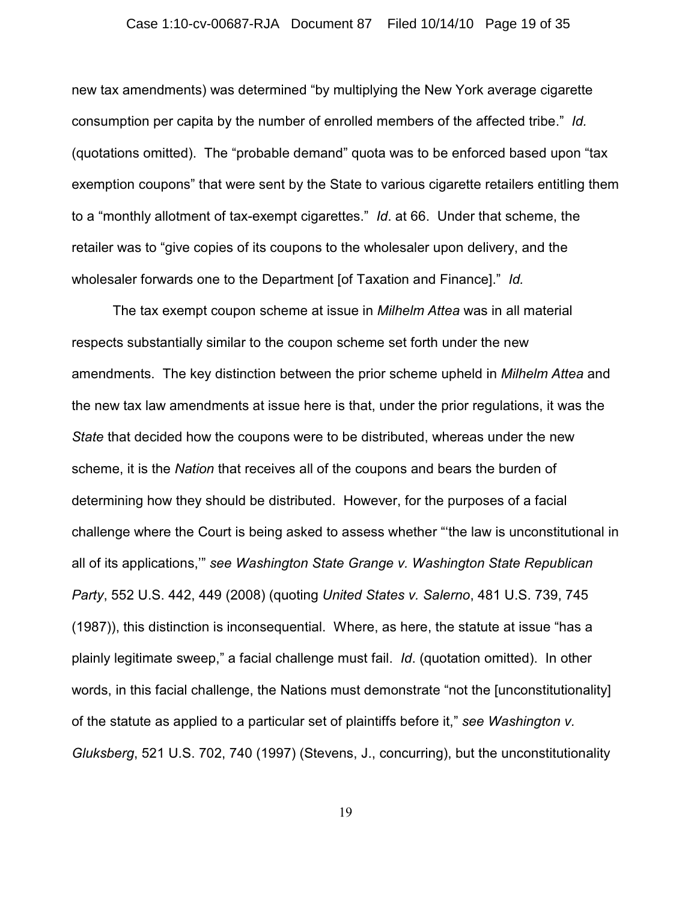new tax amendments) was determined "by multiplying the New York average cigarette consumption per capita by the number of enrolled members of the affected tribe." *Id.* (quotations omitted). The "probable demand" quota was to be enforced based upon "tax exemption coupons" that were sent by the State to various cigarette retailers entitling them to a "monthly allotment of tax-exempt cigarettes." *Id*. at 66. Under that scheme, the retailer was to "give copies of its coupons to the wholesaler upon delivery, and the wholesaler forwards one to the Department [of Taxation and Finance]." *Id.*

The tax exempt coupon scheme at issue in *Milhelm Attea* was in all material respects substantially similar to the coupon scheme set forth under the new amendments. The key distinction between the prior scheme upheld in *Milhelm Attea* and the new tax law amendments at issue here is that, under the prior regulations, it was the *State* that decided how the coupons were to be distributed, whereas under the new scheme, it is the *Nation* that receives all of the coupons and bears the burden of determining how they should be distributed. However, for the purposes of a facial challenge where the Court is being asked to assess whether "'the law is unconstitutional in all of its applications,'" *see Washington State Grange v. Washington State Republican Party*, 552 U.S. 442, 449 (2008) (quoting *United States v. Salerno*, 481 U.S. 739, 745 (1987)), this distinction is inconsequential. Where, as here, the statute at issue "has a plainly legitimate sweep," a facial challenge must fail. *Id*. (quotation omitted). In other words, in this facial challenge, the Nations must demonstrate "not the [unconstitutionality] of the statute as applied to a particular set of plaintiffs before it," *see Washington v. Gluksberg*, 521 U.S. 702, 740 (1997) (Stevens, J., concurring), but the unconstitutionality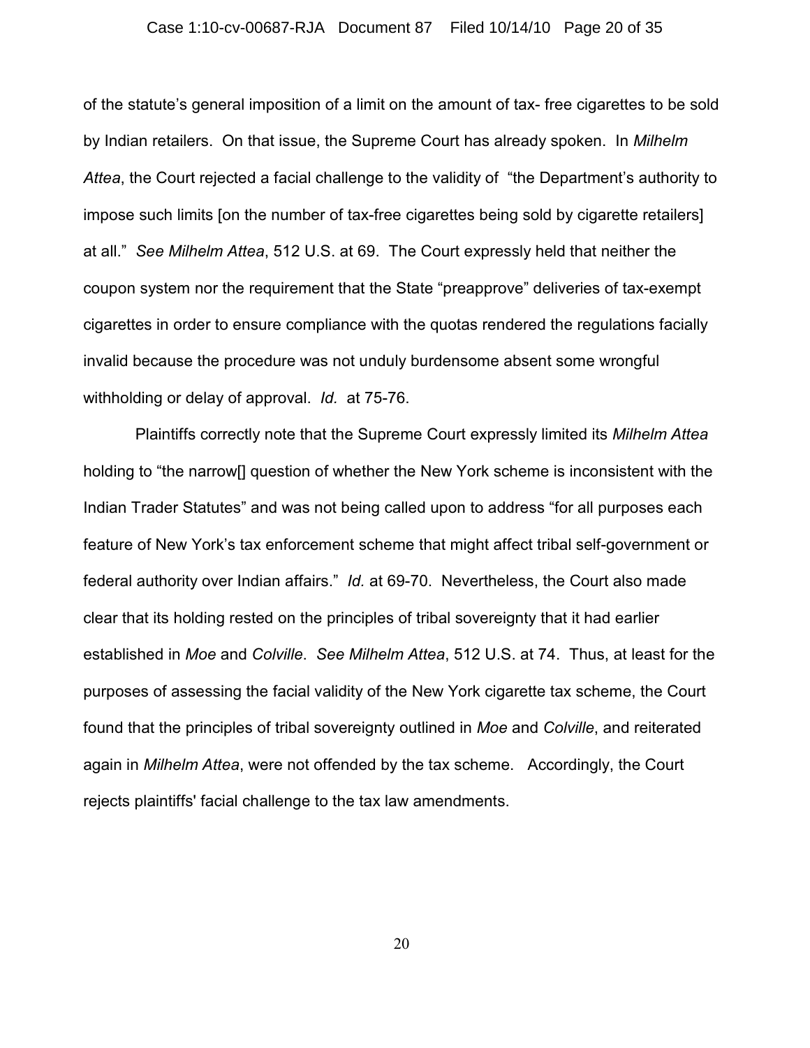of the statute's general imposition of a limit on the amount of tax- free cigarettes to be sold by Indian retailers. On that issue, the Supreme Court has already spoken. In *Milhelm Attea*, the Court rejected a facial challenge to the validity of "the Department's authority to impose such limits [on the number of tax-free cigarettes being sold by cigarette retailers] at all." *See Milhelm Attea*, 512 U.S. at 69. The Court expressly held that neither the coupon system nor the requirement that the State "preapprove" deliveries of tax-exempt cigarettes in order to ensure compliance with the quotas rendered the regulations facially invalid because the procedure was not unduly burdensome absent some wrongful withholding or delay of approval. *Id.* at 75-76.

Plaintiffs correctly note that the Supreme Court expressly limited its *Milhelm Attea* holding to "the narrow[] question of whether the New York scheme is inconsistent with the Indian Trader Statutes" and was not being called upon to address "for all purposes each feature of New York's tax enforcement scheme that might affect tribal self-government or federal authority over Indian affairs." *Id.* at 69-70. Nevertheless, the Court also made clear that its holding rested on the principles of tribal sovereignty that it had earlier established in *Moe* and *Colville*. *See Milhelm Attea*, 512 U.S. at 74. Thus, at least for the purposes of assessing the facial validity of the New York cigarette tax scheme, the Court found that the principles of tribal sovereignty outlined in *Moe* and *Colville*, and reiterated again in *Milhelm Attea*, were not offended by the tax scheme. Accordingly, the Court rejects plaintiffs' facial challenge to the tax law amendments.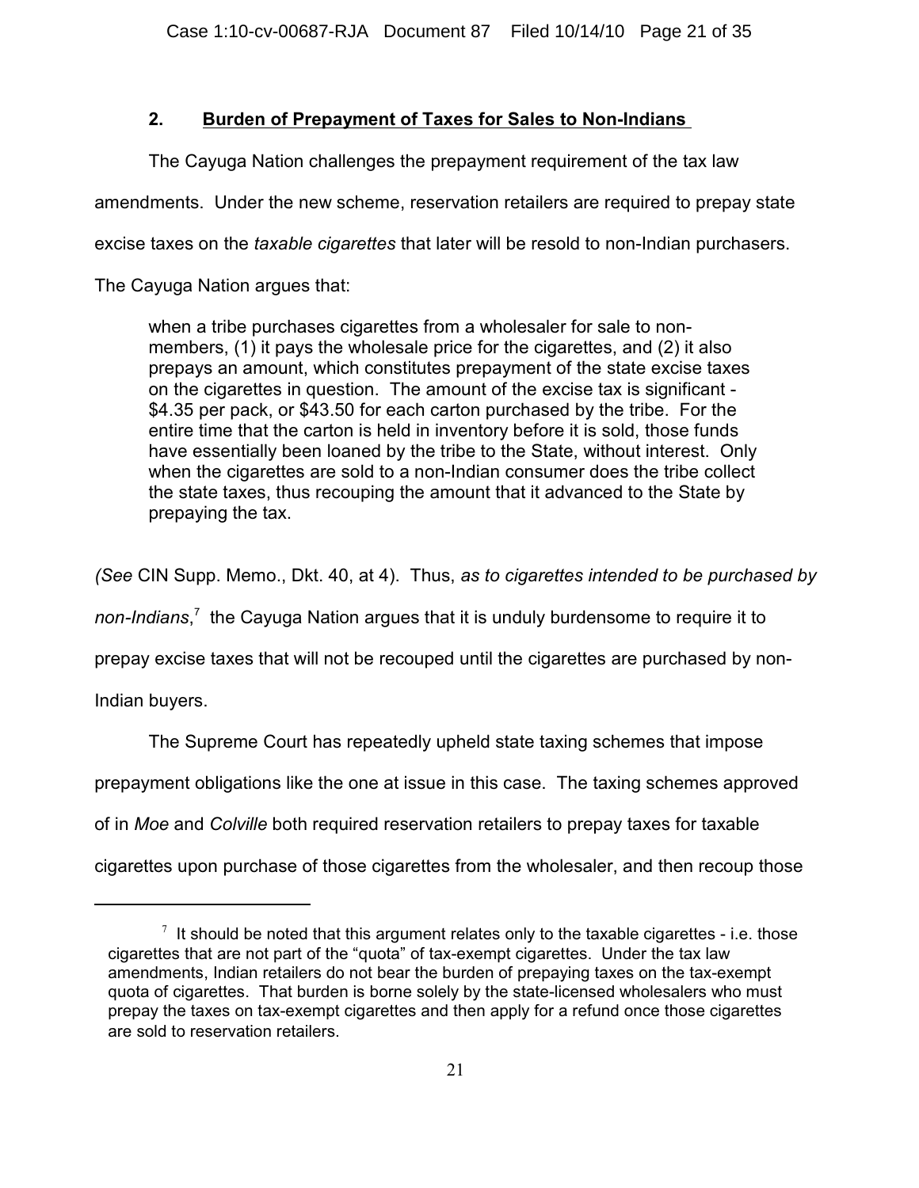## 2. Burden of Prepayment of Taxes for Sales to Non-Indians

The Cayuga Nation challenges the prepayment requirement of the tax law amendments. Under the new scheme, reservation retailers are required to prepay state excise taxes on the *taxable cigarettes* that later will be resold to non-Indian purchasers. The Cayuga Nation argues that:

> when a tribe purchases cigarettes from a wholesaler for sale to non-members, (1) it pays the wholesale price for the cigarettes, and (2) it also prepays an amount, which constitutes prepayment of the state excise taxes on the cigarettes in question. The amount of the excise tax is significant - $4.35 per pack, or $43.50 for each carton purchased by the tribe. For the entire time that the carton is held in inventory before it is sold, those funds have essentially been loaned by the tribe to the State, without interest. Only when the cigarettes are sold to a non-Indian consumer does the tribe collect the state taxes, thus recouping the amount that it advanced to the State by prepaying the tax.

*(See* CIN Supp. Memo., Dkt. 40, at 4). Thus, *as to cigarettes intended to be purchased by non-Indians*,[7] the Cayuga Nation argues that it is unduly burdensome to require it to prepay excise taxes that will not be recouped until the cigarettes are purchased by non-Indian buyers.

The Supreme Court has repeatedly upheld state taxing schemes that impose prepayment obligations like the one at issue in this case. The taxing schemes approved of in *Moe* and *Colville* both required reservation retailers to prepay taxes for taxable cigarettes upon purchase of those cigarettes from the wholesaler, and then recoup those

---

[7] It should be noted that this argument relates only to the taxable cigarettes - i.e. those cigarettes that are not part of the "quota" of tax-exempt cigarettes. Under the tax law amendments, Indian retailers do not bear the burden of prepaying taxes on the tax-exempt quota of cigarettes. That burden is borne solely by the state-licensed wholesalers who must prepay the taxes on tax-exempt cigarettes and then apply for a refund once those cigarettes are sold to reservation retailers.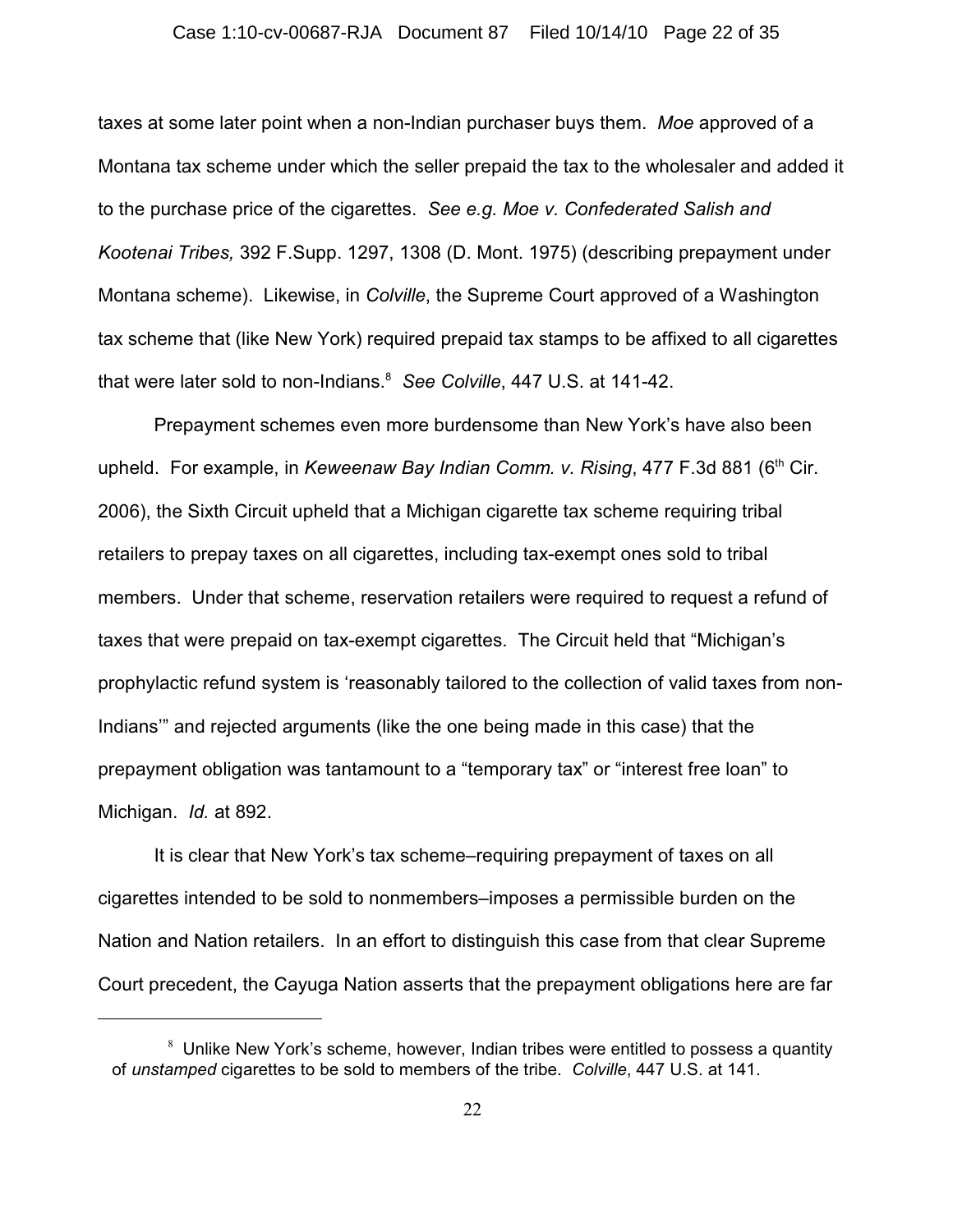taxes at some later point when a non-Indian purchaser buys them. *Moe* approved of a Montana tax scheme under which the seller prepaid the tax to the wholesaler and added it to the purchase price of the cigarettes. *See e.g. Moe v. Confederated Salish and Kootenai Tribes,* 392 F.Supp. 1297, 1308 (D. Mont. 1975) (describing prepayment under Montana scheme). Likewise, in *Colville*, the Supreme Court approved of a Washington tax scheme that (like New York) required prepaid tax stamps to be affixed to all cigarettes that were later sold to non-Indians.[8] *See Colville*, 447 U.S. at 141-42.

Prepayment schemes even more burdensome than New York's have also been upheld. For example, in *Keweenaw Bay Indian Comm. v. Rising*, 477 F.3d 881 (6th Cir. 2006), the Sixth Circuit upheld that a Michigan cigarette tax scheme requiring tribal retailers to prepay taxes on all cigarettes, including tax-exempt ones sold to tribal members. Under that scheme, reservation retailers were required to request a refund of taxes that were prepaid on tax-exempt cigarettes. The Circuit held that "Michigan's prophylactic refund system is 'reasonably tailored to the collection of valid taxes from non-Indians'" and rejected arguments (like the one being made in this case) that the prepayment obligation was tantamount to a "temporary tax" or "interest free loan" to Michigan. *Id.* at 892.

It is clear that New York's tax scheme–requiring prepayment of taxes on all cigarettes intended to be sold to nonmembers–imposes a permissible burden on the Nation and Nation retailers. In an effort to distinguish this case from that clear Supreme Court precedent, the Cayuga Nation asserts that the prepayment obligations here are far

---

[8] Unlike New York's scheme, however, Indian tribes were entitled to possess a quantity of *unstamped* cigarettes to be sold to members of the tribe. *Colville*, 447 U.S. at 141.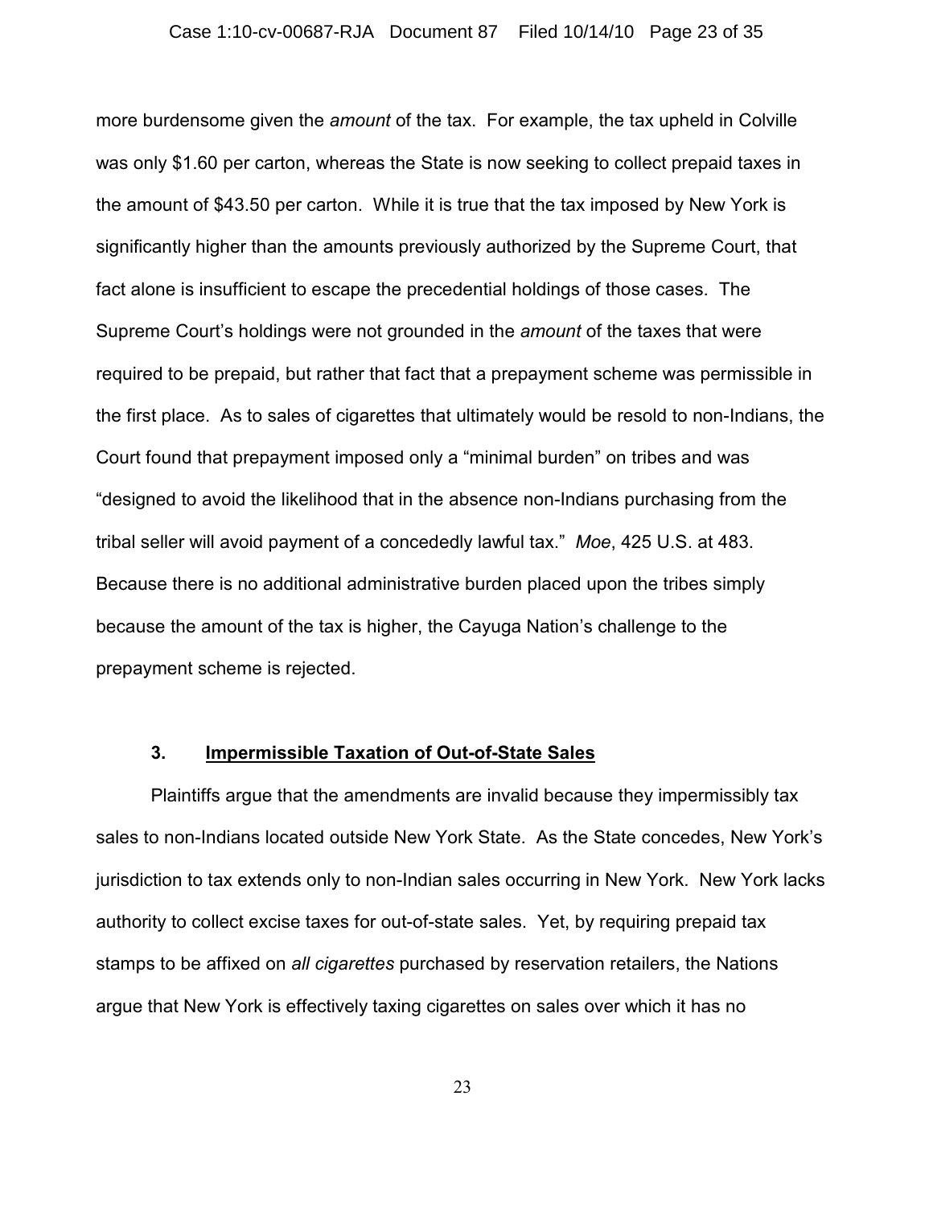more burdensome given the *amount* of the tax. For example, the tax upheld in Colville was only $1.60 per carton, whereas the State is now seeking to collect prepaid taxes in the amount of $43.50 per carton. While it is true that the tax imposed by New York is significantly higher than the amounts previously authorized by the Supreme Court, that fact alone is insufficient to escape the precedential holdings of those cases. The Supreme Court's holdings were not grounded in the *amount* of the taxes that were required to be prepaid, but rather that fact that a prepayment scheme was permissible in the first place. As to sales of cigarettes that ultimately would be resold to non-Indians, the Court found that prepayment imposed only a "minimal burden" on tribes and was "designed to avoid the likelihood that in the absence non-Indians purchasing from the tribal seller will avoid payment of a concededly lawful tax." *Moe*, 425 U.S. at 483. Because there is no additional administrative burden placed upon the tribes simply because the amount of the tax is higher, the Cayuga Nation's challenge to the prepayment scheme is rejected.

### 3. Impermissible Taxation of Out-of-State Sales

Plaintiffs argue that the amendments are invalid because they impermissibly tax sales to non-Indians located outside New York State. As the State concedes, New York's jurisdiction to tax extends only to non-Indian sales occurring in New York. New York lacks authority to collect excise taxes for out-of-state sales. Yet, by requiring prepaid tax stamps to be affixed on *all cigarettes* purchased by reservation retailers, the Nations argue that New York is effectively taxing cigarettes on sales over which it has no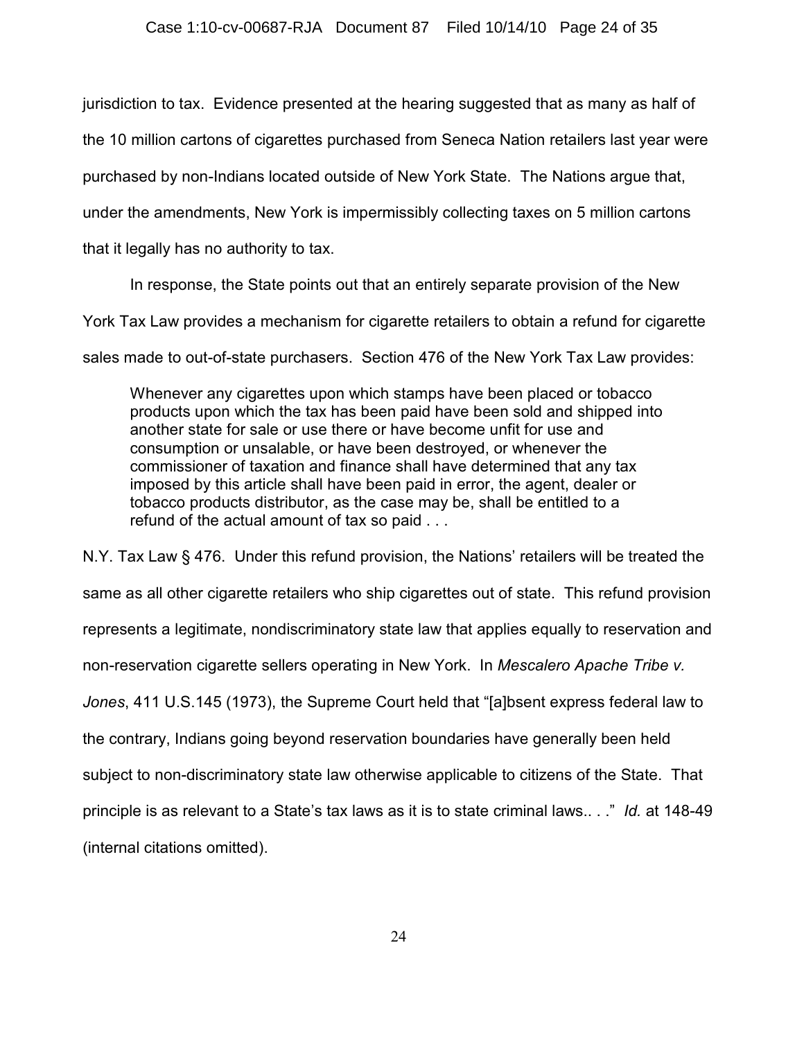jurisdiction to tax. Evidence presented at the hearing suggested that as many as half of the 10 million cartons of cigarettes purchased from Seneca Nation retailers last year were purchased by non-Indians located outside of New York State. The Nations argue that, under the amendments, New York is impermissibly collecting taxes on 5 million cartons that it legally has no authority to tax.

In response, the State points out that an entirely separate provision of the New York Tax Law provides a mechanism for cigarette retailers to obtain a refund for cigarette sales made to out-of-state purchasers. Section 476 of the New York Tax Law provides:

> Whenever any cigarettes upon which stamps have been placed or tobacco products upon which the tax has been paid have been sold and shipped into another state for sale or use there or have become unfit for use and consumption or unsalable, or have been destroyed, or whenever the commissioner of taxation and finance shall have determined that any tax imposed by this article shall have been paid in error, the agent, dealer or tobacco products distributor, as the case may be, shall be entitled to a refund of the actual amount of tax so paid . . .

N.Y. Tax Law § 476. Under this refund provision, the Nations' retailers will be treated the same as all other cigarette retailers who ship cigarettes out of state. This refund provision represents a legitimate, nondiscriminatory state law that applies equally to reservation and non-reservation cigarette sellers operating in New York. In *Mescalero Apache Tribe v. Jones*, 411 U.S.145 (1973), the Supreme Court held that "[a]bsent express federal law to the contrary, Indians going beyond reservation boundaries have generally been held subject to non-discriminatory state law otherwise applicable to citizens of the State. That principle is as relevant to a State's tax laws as it is to state criminal laws.. . ." *Id.* at 148-49 (internal citations omitted).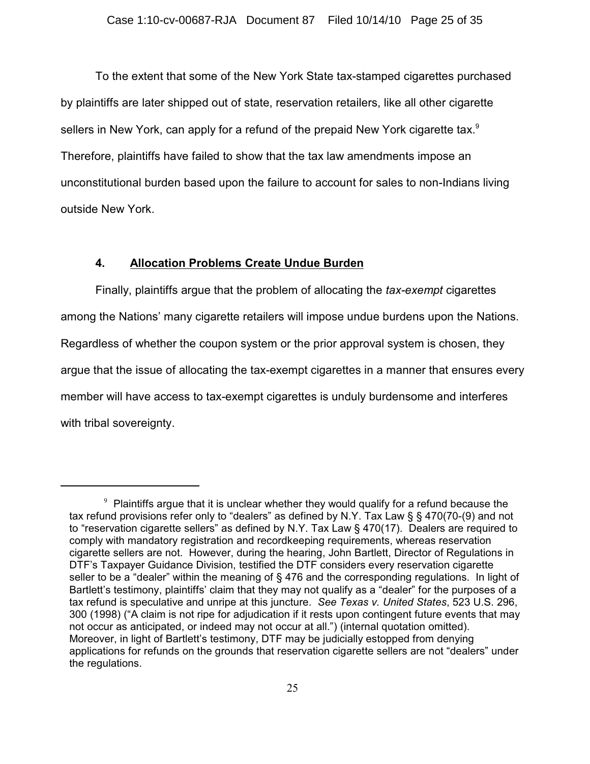To the extent that some of the New York State tax-stamped cigarettes purchased by plaintiffs are later shipped out of state, reservation retailers, like all other cigarette sellers in New York, can apply for a refund of the prepaid New York cigarette tax.[9] Therefore, plaintiffs have failed to show that the tax law amendments impose an unconstitutional burden based upon the failure to account for sales to non-Indians living outside New York.

#### 4. **Allocation Problems Create Undue Burden**

Finally, plaintiffs argue that the problem of allocating the *tax-exempt* cigarettes among the Nations' many cigarette retailers will impose undue burdens upon the Nations. Regardless of whether the coupon system or the prior approval system is chosen, they argue that the issue of allocating the tax-exempt cigarettes in a manner that ensures every member will have access to tax-exempt cigarettes is unduly burdensome and interferes with tribal sovereignty.

---

[9] Plaintiffs argue that it is unclear whether they would qualify for a refund because the tax refund provisions refer only to "dealers" as defined by N.Y. Tax Law § § 470(70-(9) and not to "reservation cigarette sellers" as defined by N.Y. Tax Law § 470(17). Dealers are required to comply with mandatory registration and recordkeeping requirements, whereas reservation cigarette sellers are not. However, during the hearing, John Bartlett, Director of Regulations in DTF's Taxpayer Guidance Division, testified the DTF considers every reservation cigarette seller to be a "dealer" within the meaning of § 476 and the corresponding regulations. In light of Bartlett's testimony, plaintiffs' claim that they may not qualify as a "dealer" for the purposes of a tax refund is speculative and unripe at this juncture. *See Texas v. United States*, 523 U.S. 296, 300 (1998) ("A claim is not ripe for adjudication if it rests upon contingent future events that may not occur as anticipated, or indeed may not occur at all.") (internal quotation omitted). Moreover, in light of Bartlett's testimony, DTF may be judicially estopped from denying applications for refunds on the grounds that reservation cigarette sellers are not "dealers" under the regulations.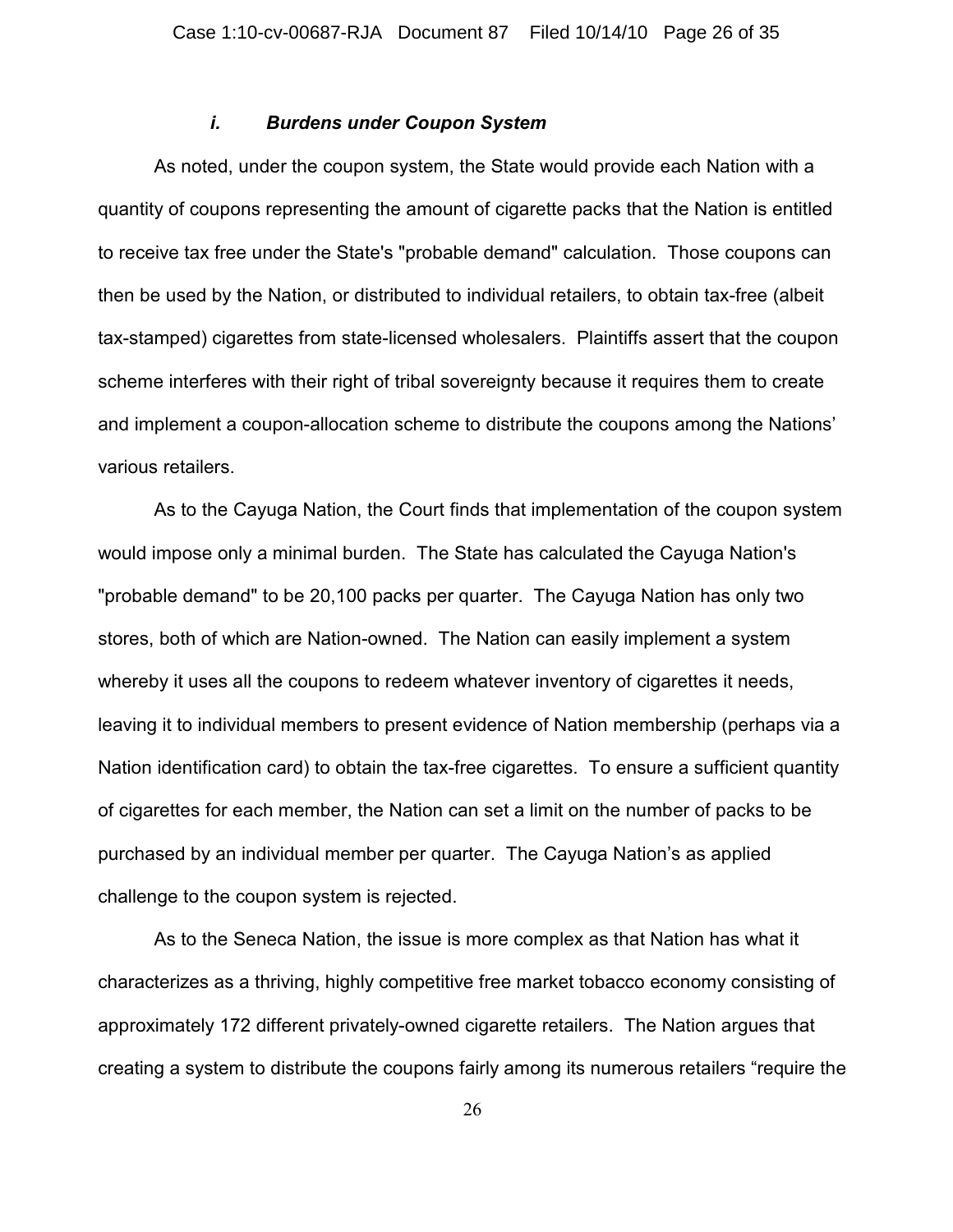### *i. Burdens under Coupon System*

As noted, under the coupon system, the State would provide each Nation with a quantity of coupons representing the amount of cigarette packs that the Nation is entitled to receive tax free under the State's "probable demand" calculation. Those coupons can then be used by the Nation, or distributed to individual retailers, to obtain tax-free (albeit tax-stamped) cigarettes from state-licensed wholesalers. Plaintiffs assert that the coupon scheme interferes with their right of tribal sovereignty because it requires them to create and implement a coupon-allocation scheme to distribute the coupons among the Nations' various retailers.

As to the Cayuga Nation, the Court finds that implementation of the coupon system would impose only a minimal burden. The State has calculated the Cayuga Nation's "probable demand" to be 20,100 packs per quarter. The Cayuga Nation has only two stores, both of which are Nation-owned. The Nation can easily implement a system whereby it uses all the coupons to redeem whatever inventory of cigarettes it needs, leaving it to individual members to present evidence of Nation membership (perhaps via a Nation identification card) to obtain the tax-free cigarettes. To ensure a sufficient quantity of cigarettes for each member, the Nation can set a limit on the number of packs to be purchased by an individual member per quarter. The Cayuga Nation's as applied challenge to the coupon system is rejected.

As to the Seneca Nation, the issue is more complex as that Nation has what it characterizes as a thriving, highly competitive free market tobacco economy consisting of approximately 172 different privately-owned cigarette retailers. The Nation argues that creating a system to distribute the coupons fairly among its numerous retailers "require the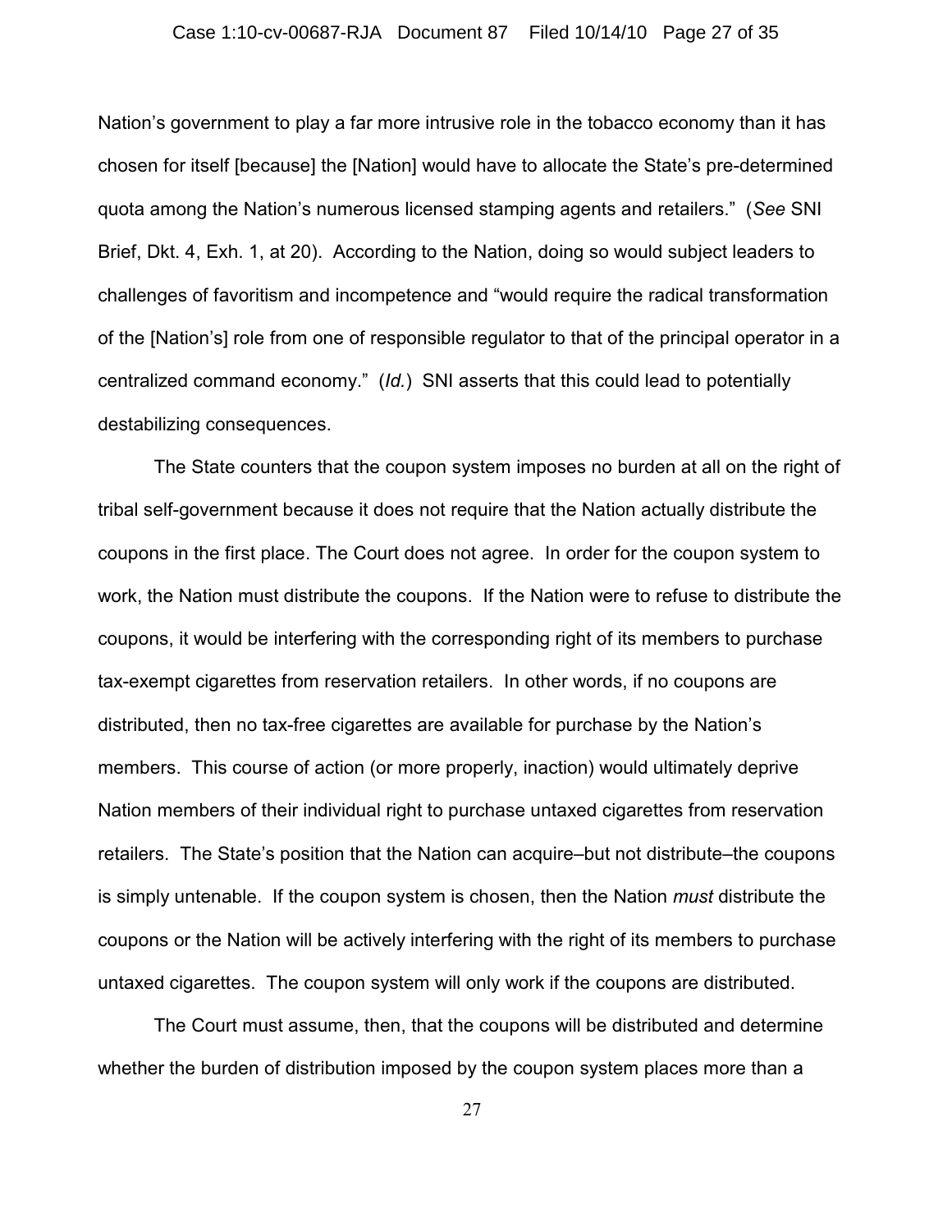Nation's government to play a far more intrusive role in the tobacco economy than it has chosen for itself [because] the [Nation] would have to allocate the State's pre-determined quota among the Nation's numerous licensed stamping agents and retailers." (*See* SNI Brief, Dkt. 4, Exh. 1, at 20). According to the Nation, doing so would subject leaders to challenges of favoritism and incompetence and "would require the radical transformation of the [Nation's] role from one of responsible regulator to that of the principal operator in a centralized command economy." (*Id.*) SNI asserts that this could lead to potentially destabilizing consequences.

The State counters that the coupon system imposes no burden at all on the right of tribal self-government because it does not require that the Nation actually distribute the coupons in the first place. The Court does not agree. In order for the coupon system to work, the Nation must distribute the coupons. If the Nation were to refuse to distribute the coupons, it would be interfering with the corresponding right of its members to purchase tax-exempt cigarettes from reservation retailers. In other words, if no coupons are distributed, then no tax-free cigarettes are available for purchase by the Nation's members. This course of action (or more properly, inaction) would ultimately deprive Nation members of their individual right to purchase untaxed cigarettes from reservation retailers. The State's position that the Nation can acquire–but not distribute–the coupons is simply untenable. If the coupon system is chosen, then the Nation *must* distribute the coupons or the Nation will be actively interfering with the right of its members to purchase untaxed cigarettes. The coupon system will only work if the coupons are distributed.

The Court must assume, then, that the coupons will be distributed and determine whether the burden of distribution imposed by the coupon system places more than a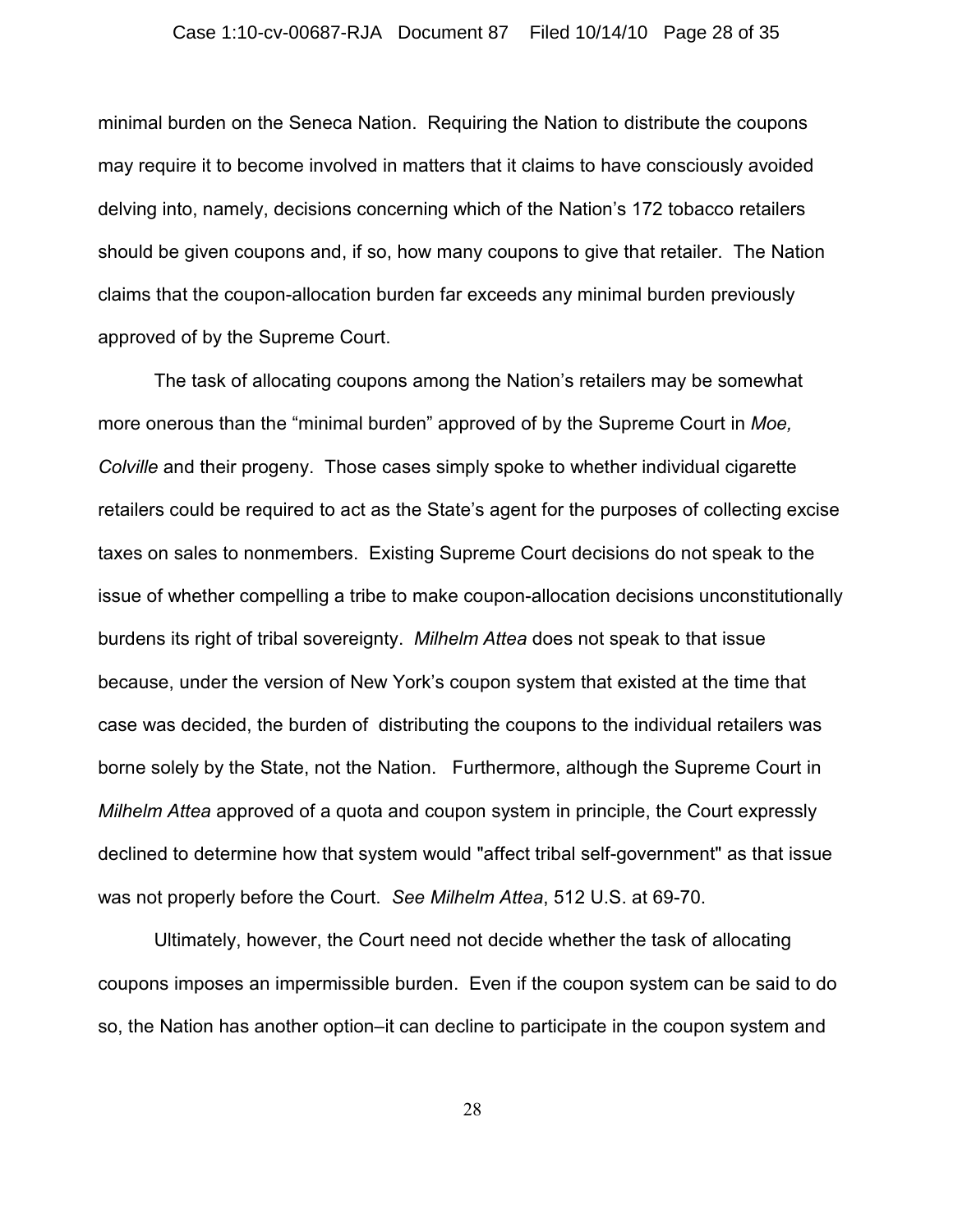minimal burden on the Seneca Nation. Requiring the Nation to distribute the coupons may require it to become involved in matters that it claims to have consciously avoided delving into, namely, decisions concerning which of the Nation's 172 tobacco retailers should be given coupons and, if so, how many coupons to give that retailer. The Nation claims that the coupon-allocation burden far exceeds any minimal burden previously approved of by the Supreme Court.

The task of allocating coupons among the Nation's retailers may be somewhat more onerous than the "minimal burden" approved of by the Supreme Court in *Moe, Colville* and their progeny. Those cases simply spoke to whether individual cigarette retailers could be required to act as the State's agent for the purposes of collecting excise taxes on sales to nonmembers. Existing Supreme Court decisions do not speak to the issue of whether compelling a tribe to make coupon-allocation decisions unconstitutionally burdens its right of tribal sovereignty. *Milhelm Attea* does not speak to that issue because, under the version of New York's coupon system that existed at the time that case was decided, the burden of distributing the coupons to the individual retailers was borne solely by the State, not the Nation. Furthermore, although the Supreme Court in *Milhelm Attea* approved of a quota and coupon system in principle, the Court expressly declined to determine how that system would "affect tribal self-government" as that issue was not properly before the Court. *See Milhelm Attea*, 512 U.S. at 69-70.

Ultimately, however, the Court need not decide whether the task of allocating coupons imposes an impermissible burden. Even if the coupon system can be said to do so, the Nation has another option–it can decline to participate in the coupon system and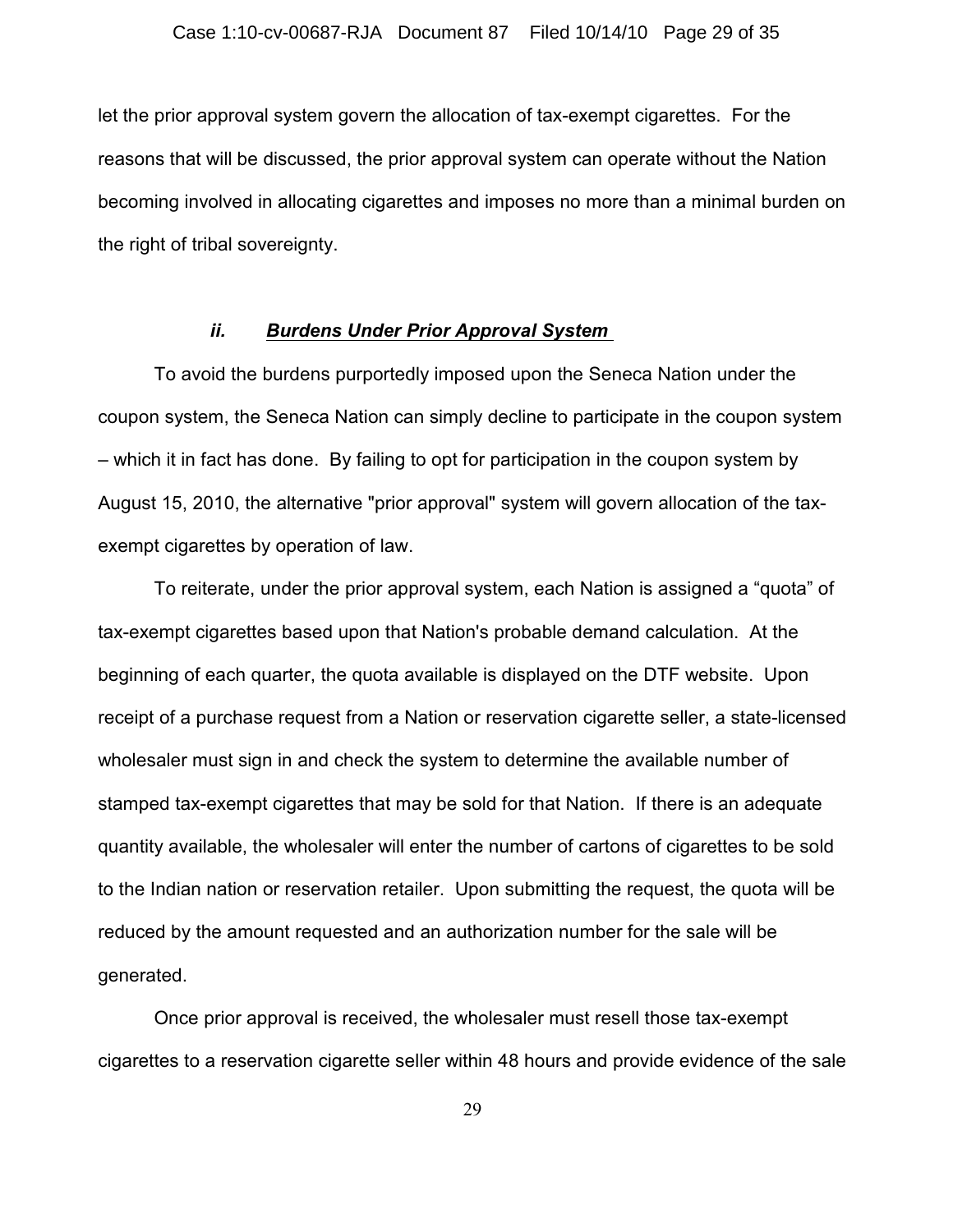let the prior approval system govern the allocation of tax-exempt cigarettes. For the reasons that will be discussed, the prior approval system can operate without the Nation becoming involved in allocating cigarettes and imposes no more than a minimal burden on the right of tribal sovereignty.

#### *ii. Burdens Under Prior Approval System*

To avoid the burdens purportedly imposed upon the Seneca Nation under the coupon system, the Seneca Nation can simply decline to participate in the coupon system – which it in fact has done. By failing to opt for participation in the coupon system by August 15, 2010, the alternative "prior approval" system will govern allocation of the tax-exempt cigarettes by operation of law.

To reiterate, under the prior approval system, each Nation is assigned a "quota" of tax-exempt cigarettes based upon that Nation's probable demand calculation. At the beginning of each quarter, the quota available is displayed on the DTF website. Upon receipt of a purchase request from a Nation or reservation cigarette seller, a state-licensed wholesaler must sign in and check the system to determine the available number of stamped tax-exempt cigarettes that may be sold for that Nation. If there is an adequate quantity available, the wholesaler will enter the number of cartons of cigarettes to be sold to the Indian nation or reservation retailer. Upon submitting the request, the quota will be reduced by the amount requested and an authorization number for the sale will be generated.

Once prior approval is received, the wholesaler must resell those tax-exempt cigarettes to a reservation cigarette seller within 48 hours and provide evidence of the sale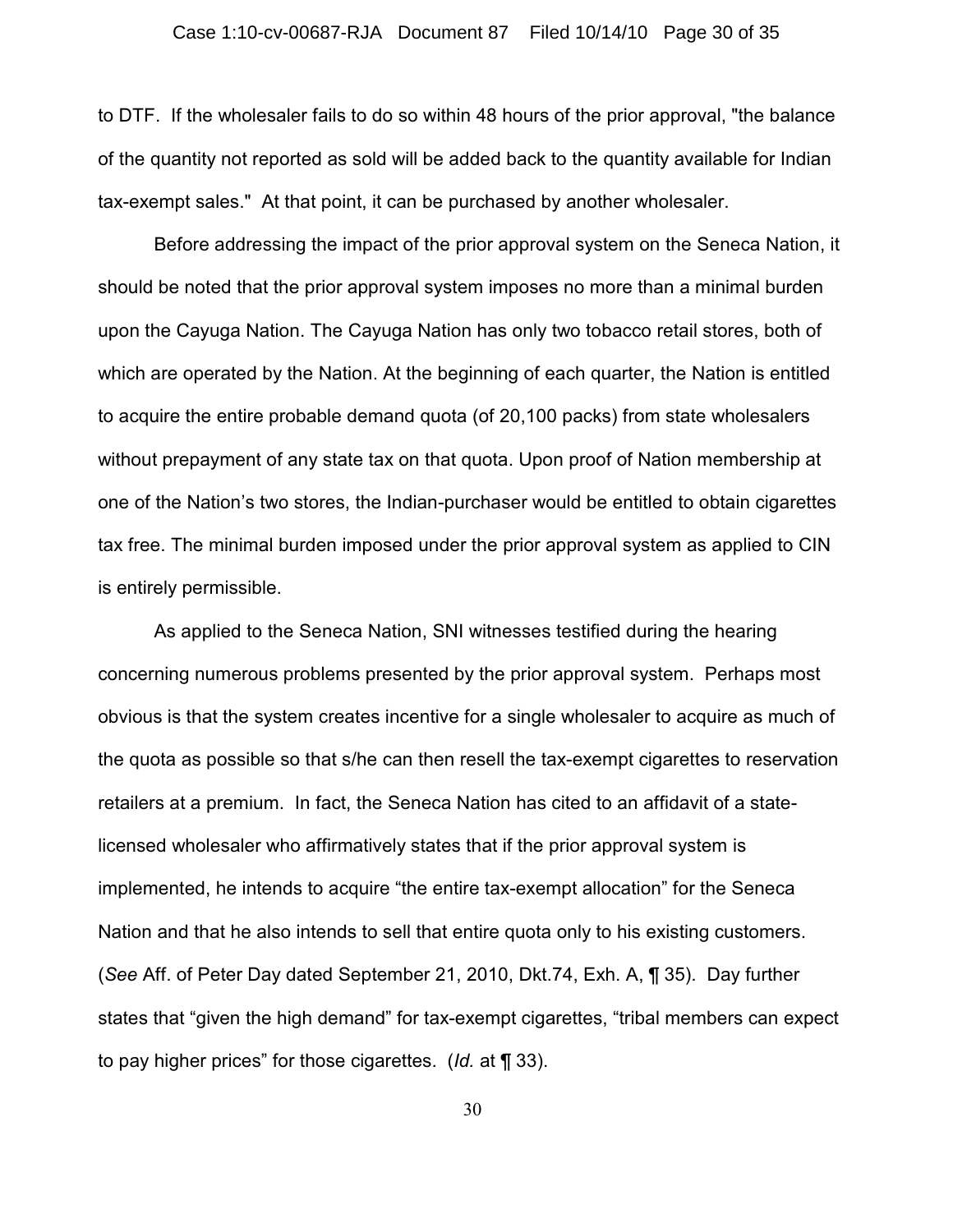to DTF. If the wholesaler fails to do so within 48 hours of the prior approval, "the balance of the quantity not reported as sold will be added back to the quantity available for Indian tax-exempt sales." At that point, it can be purchased by another wholesaler.

Before addressing the impact of the prior approval system on the Seneca Nation, it should be noted that the prior approval system imposes no more than a minimal burden upon the Cayuga Nation. The Cayuga Nation has only two tobacco retail stores, both of which are operated by the Nation. At the beginning of each quarter, the Nation is entitled to acquire the entire probable demand quota (of 20,100 packs) from state wholesalers without prepayment of any state tax on that quota. Upon proof of Nation membership at one of the Nation's two stores, the Indian-purchaser would be entitled to obtain cigarettes tax free. The minimal burden imposed under the prior approval system as applied to CIN is entirely permissible.

As applied to the Seneca Nation, SNI witnesses testified during the hearing concerning numerous problems presented by the prior approval system. Perhaps most obvious is that the system creates incentive for a single wholesaler to acquire as much of the quota as possible so that s/he can then resell the tax-exempt cigarettes to reservation retailers at a premium. In fact, the Seneca Nation has cited to an affidavit of a state-licensed wholesaler who affirmatively states that if the prior approval system is implemented, he intends to acquire "the entire tax-exempt allocation" for the Seneca Nation and that he also intends to sell that entire quota only to his existing customers. (*See* Aff. of Peter Day dated September 21, 2010, Dkt.74, Exh. A, ¶ 35). Day further states that "given the high demand" for tax-exempt cigarettes, "tribal members can expect to pay higher prices" for those cigarettes. (*Id.* at ¶ 33).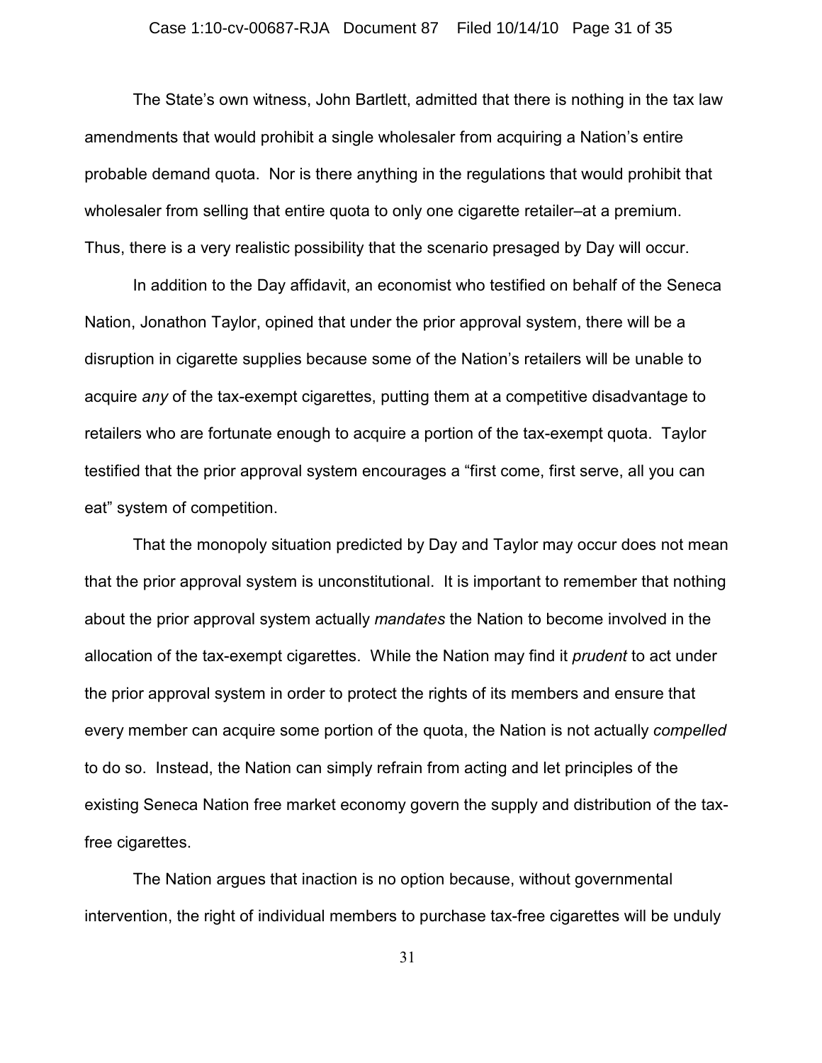The State's own witness, John Bartlett, admitted that there is nothing in the tax law amendments that would prohibit a single wholesaler from acquiring a Nation's entire probable demand quota. Nor is there anything in the regulations that would prohibit that wholesaler from selling that entire quota to only one cigarette retailer–at a premium. Thus, there is a very realistic possibility that the scenario presaged by Day will occur.

In addition to the Day affidavit, an economist who testified on behalf of the Seneca Nation, Jonathon Taylor, opined that under the prior approval system, there will be a disruption in cigarette supplies because some of the Nation's retailers will be unable to acquire *any* of the tax-exempt cigarettes, putting them at a competitive disadvantage to retailers who are fortunate enough to acquire a portion of the tax-exempt quota. Taylor testified that the prior approval system encourages a "first come, first serve, all you can eat" system of competition.

That the monopoly situation predicted by Day and Taylor may occur does not mean that the prior approval system is unconstitutional. It is important to remember that nothing about the prior approval system actually *mandates* the Nation to become involved in the allocation of the tax-exempt cigarettes. While the Nation may find it *prudent* to act under the prior approval system in order to protect the rights of its members and ensure that every member can acquire some portion of the quota, the Nation is not actually *compelled* to do so. Instead, the Nation can simply refrain from acting and let principles of the existing Seneca Nation free market economy govern the supply and distribution of the tax-free cigarettes.

The Nation argues that inaction is no option because, without governmental intervention, the right of individual members to purchase tax-free cigarettes will be unduly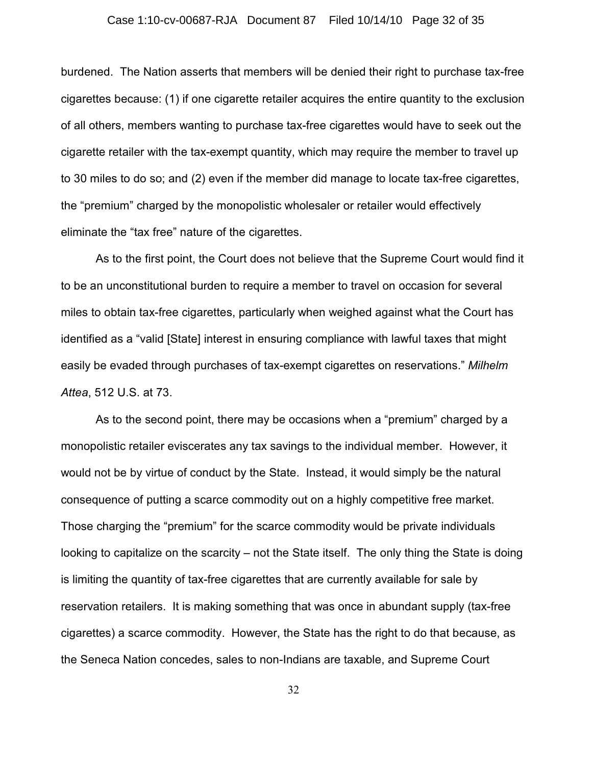burdened. The Nation asserts that members will be denied their right to purchase tax-free cigarettes because: (1) if one cigarette retailer acquires the entire quantity to the exclusion of all others, members wanting to purchase tax-free cigarettes would have to seek out the cigarette retailer with the tax-exempt quantity, which may require the member to travel up to 30 miles to do so; and (2) even if the member did manage to locate tax-free cigarettes, the "premium" charged by the monopolistic wholesaler or retailer would effectively eliminate the "tax free" nature of the cigarettes.

As to the first point, the Court does not believe that the Supreme Court would find it to be an unconstitutional burden to require a member to travel on occasion for several miles to obtain tax-free cigarettes, particularly when weighed against what the Court has identified as a "valid [State] interest in ensuring compliance with lawful taxes that might easily be evaded through purchases of tax-exempt cigarettes on reservations." *Milhelm Attea*, 512 U.S. at 73.

As to the second point, there may be occasions when a "premium" charged by a monopolistic retailer eviscerates any tax savings to the individual member. However, it would not be by virtue of conduct by the State. Instead, it would simply be the natural consequence of putting a scarce commodity out on a highly competitive free market. Those charging the "premium" for the scarce commodity would be private individuals looking to capitalize on the scarcity – not the State itself. The only thing the State is doing is limiting the quantity of tax-free cigarettes that are currently available for sale by reservation retailers. It is making something that was once in abundant supply (tax-free cigarettes) a scarce commodity. However, the State has the right to do that because, as the Seneca Nation concedes, sales to non-Indians are taxable, and Supreme Court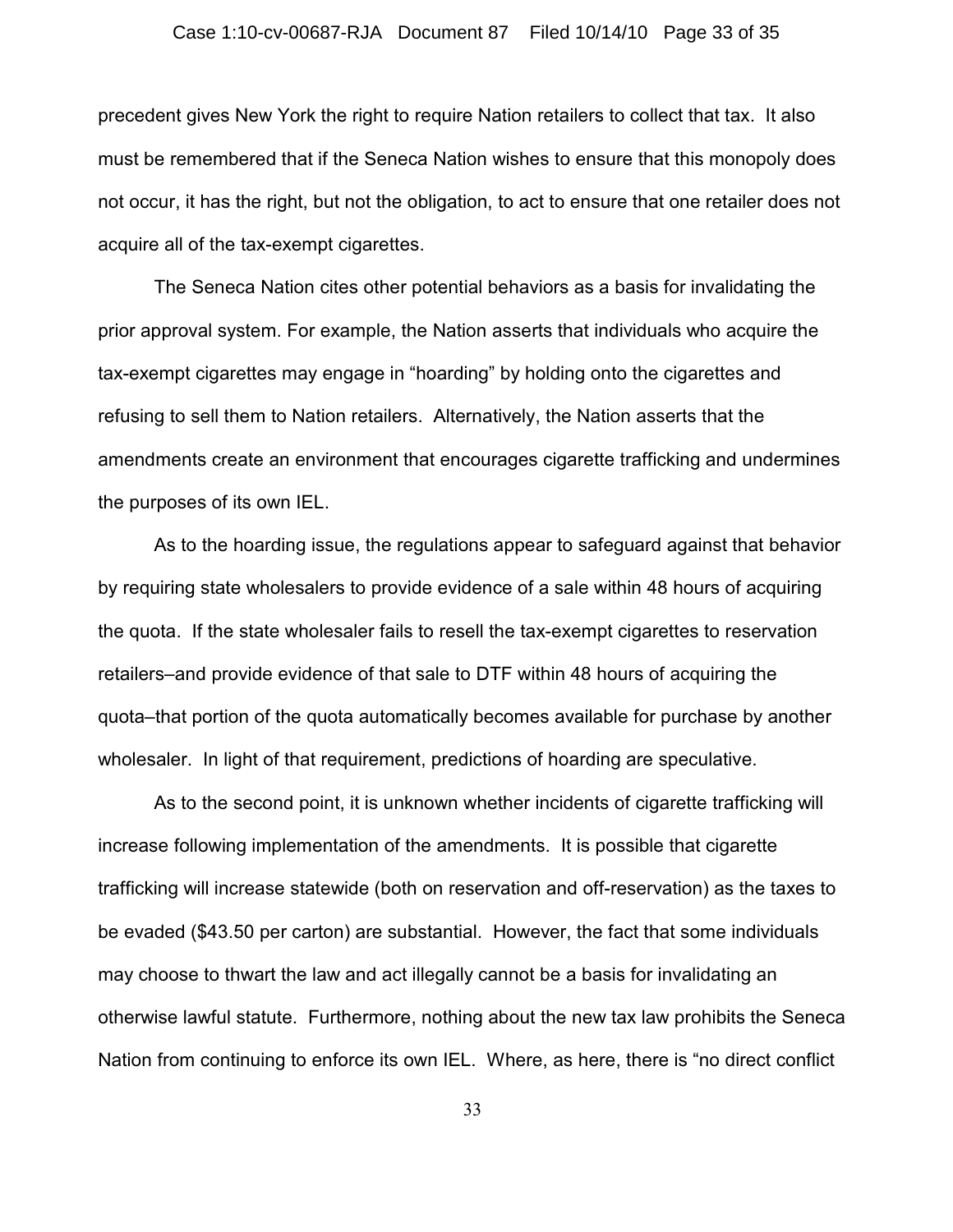precedent gives New York the right to require Nation retailers to collect that tax. It also must be remembered that if the Seneca Nation wishes to ensure that this monopoly does not occur, it has the right, but not the obligation, to act to ensure that one retailer does not acquire all of the tax-exempt cigarettes.

The Seneca Nation cites other potential behaviors as a basis for invalidating the prior approval system. For example, the Nation asserts that individuals who acquire the tax-exempt cigarettes may engage in "hoarding" by holding onto the cigarettes and refusing to sell them to Nation retailers. Alternatively, the Nation asserts that the amendments create an environment that encourages cigarette trafficking and undermines the purposes of its own IEL.

As to the hoarding issue, the regulations appear to safeguard against that behavior by requiring state wholesalers to provide evidence of a sale within 48 hours of acquiring the quota. If the state wholesaler fails to resell the tax-exempt cigarettes to reservation retailers–and provide evidence of that sale to DTF within 48 hours of acquiring the quota–that portion of the quota automatically becomes available for purchase by another wholesaler. In light of that requirement, predictions of hoarding are speculative.

As to the second point, it is unknown whether incidents of cigarette trafficking will increase following implementation of the amendments. It is possible that cigarette trafficking will increase statewide (both on reservation and off-reservation) as the taxes to be evaded ($43.50 per carton) are substantial. However, the fact that some individuals may choose to thwart the law and act illegally cannot be a basis for invalidating an otherwise lawful statute. Furthermore, nothing about the new tax law prohibits the Seneca Nation from continuing to enforce its own IEL. Where, as here, there is "no direct conflict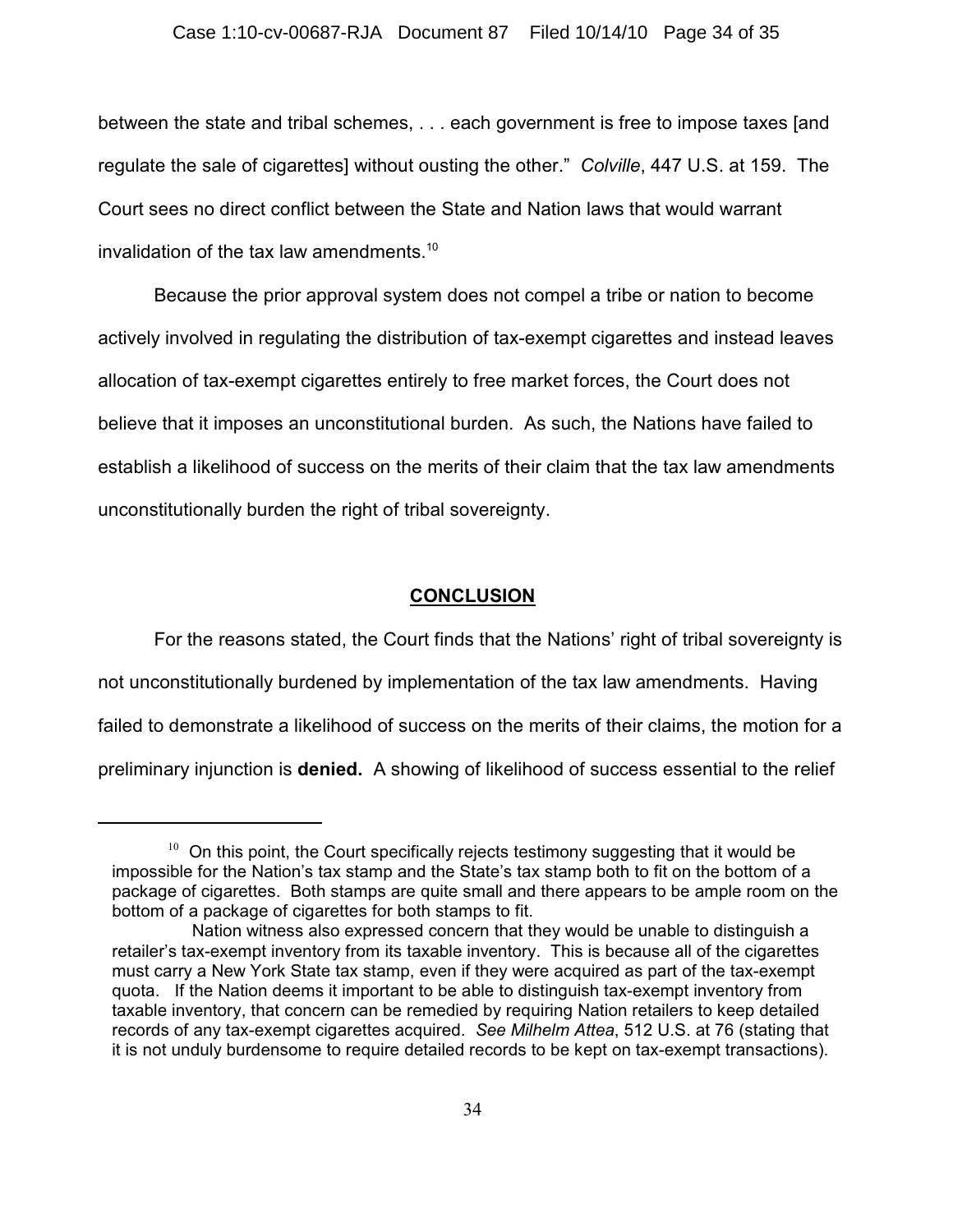between the state and tribal schemes, . . . each government is free to impose taxes [and regulate the sale of cigarettes] without ousting the other." *Colville*, 447 U.S. at 159. The Court sees no direct conflict between the State and Nation laws that would warrant invalidation of the tax law amendments.[10]

Because the prior approval system does not compel a tribe or nation to become actively involved in regulating the distribution of tax-exempt cigarettes and instead leaves allocation of tax-exempt cigarettes entirely to free market forces, the Court does not believe that it imposes an unconstitutional burden. As such, the Nations have failed to establish a likelihood of success on the merits of their claim that the tax law amendments unconstitutionally burden the right of tribal sovereignty.

## CONCLUSION

For the reasons stated, the Court finds that the Nations' right of tribal sovereignty is not unconstitutionally burdened by implementation of the tax law amendments. Having failed to demonstrate a likelihood of success on the merits of their claims, the motion for a preliminary injunction is **denied.** A showing of likelihood of success essential to the relief

---

[10] On this point, the Court specifically rejects testimony suggesting that it would be impossible for the Nation's tax stamp and the State's tax stamp both to fit on the bottom of a package of cigarettes. Both stamps are quite small and there appears to be ample room on the bottom of a package of cigarettes for both stamps to fit.

Nation witness also expressed concern that they would be unable to distinguish a retailer's tax-exempt inventory from its taxable inventory. This is because all of the cigarettes must carry a New York State tax stamp, even if they were acquired as part of the tax-exempt quota. If the Nation deems it important to be able to distinguish tax-exempt inventory from taxable inventory, that concern can be remedied by requiring Nation retailers to keep detailed records of any tax-exempt cigarettes acquired. *See Milhelm Attea*, 512 U.S. at 76 (stating that it is not unduly burdensome to require detailed records to be kept on tax-exempt transactions).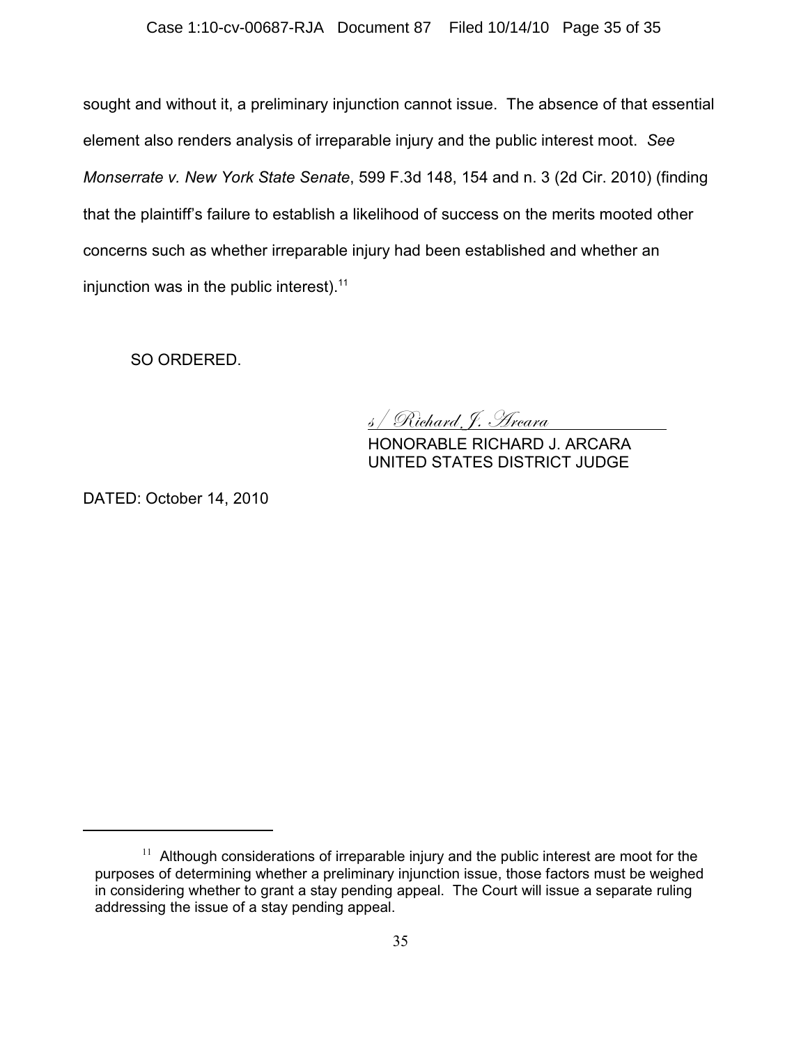sought and without it, a preliminary injunction cannot issue. The absence of that essential element also renders analysis of irreparable injury and the public interest moot. *See Monserrate v. New York State Senate*, 599 F.3d 148, 154 and n. 3 (2d Cir. 2010) (finding that the plaintiff's failure to establish a likelihood of success on the merits mooted other concerns such as whether irreparable injury had been established and whether an injunction was in the public interest).[11]

SO ORDERED.

*s/ Richard J. Arcara*

HONORABLE RICHARD J. ARCARA
UNITED STATES DISTRICT JUDGE

DATED: October 14, 2010

---

[11] Although considerations of irreparable injury and the public interest are moot for the purposes of determining whether a preliminary injunction issue, those factors must be weighed in considering whether to grant a stay pending appeal. The Court will issue a separate ruling addressing the issue of a stay pending appeal.